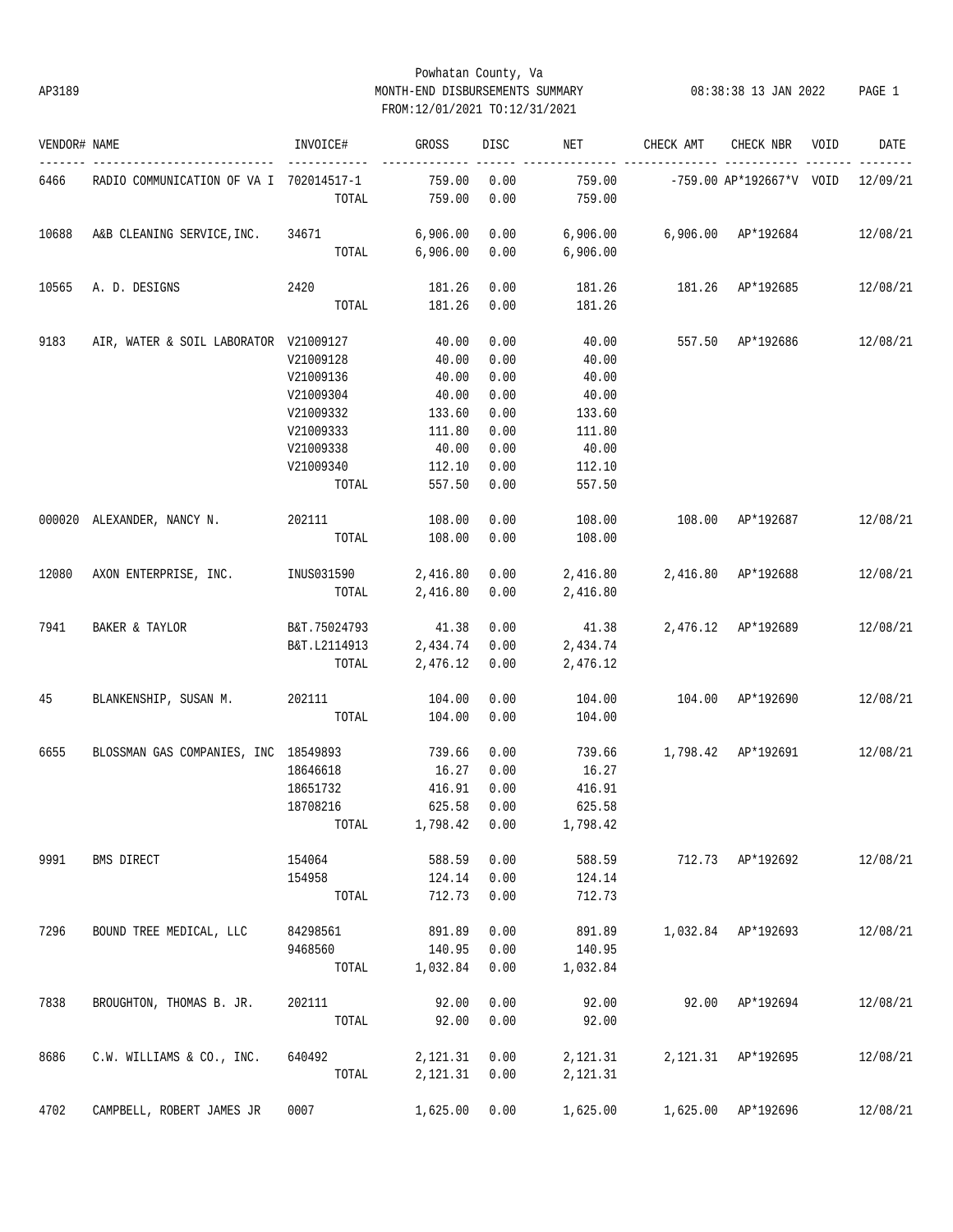Powhatan County, Va

AP3189 MONTH-END DISBURSEMENTS SUMMARY 08:38:38 13 JAN 2022

FROM:12/01/2021 TO:12/31/2021

| VENDOR# | NAME | INVOICE# | GROSS | DISC | NET | CHECK AMT | CHECK NBR | VOID | DATE |
|---|---|---|---|---|---|---|---|---|---|
| 6466 | RADIO COMMUNICATION OF VA I | 702014517-1 | 759.00 | 0.00 | 759.00 | -759.00 | AP*192667*V | VOID | 12/09/21 |
| | | TOTAL | 759.00 | 0.00 | 759.00 | | | | |
| 10688 | A&B CLEANING SERVICE,INC. | 34671 | 6,906.00 | 0.00 | 6,906.00 | 6,906.00 | AP*192684 | | 12/08/21 |
| | | TOTAL | 6,906.00 | 0.00 | 6,906.00 | | | | |
| 10565 | A. D. DESIGNS | 2420 | 181.26 | 0.00 | 181.26 | 181.26 | AP*192685 | | 12/08/21 |
| | | TOTAL | 181.26 | 0.00 | 181.26 | | | | |
| 9183 | AIR, WATER & SOIL LABORATOR | V21009127 | 40.00 | 0.00 | 40.00 | 557.50 | AP*192686 | | 12/08/21 |
| | | V21009128 | 40.00 | 0.00 | 40.00 | | | | |
| | | V21009136 | 40.00 | 0.00 | 40.00 | | | | |
| | | V21009304 | 40.00 | 0.00 | 40.00 | | | | |
| | | V21009332 | 133.60 | 0.00 | 133.60 | | | | |
| | | V21009333 | 111.80 | 0.00 | 111.80 | | | | |
| | | V21009338 | 40.00 | 0.00 | 40.00 | | | | |
| | | V21009340 | 112.10 | 0.00 | 112.10 | | | | |
| | | TOTAL | 557.50 | 0.00 | 557.50 | | | | |
| 000020 | ALEXANDER, NANCY N. | 202111 | 108.00 | 0.00 | 108.00 | 108.00 | AP*192687 | | 12/08/21 |
| | | TOTAL | 108.00 | 0.00 | 108.00 | | | | |
| 12080 | AXON ENTERPRISE, INC. | INUS031590 | 2,416.80 | 0.00 | 2,416.80 | 2,416.80 | AP*192688 | | 12/08/21 |
| | | TOTAL | 2,416.80 | 0.00 | 2,416.80 | | | | |
| 7941 | BAKER & TAYLOR | B&T.75024793 | 41.38 | 0.00 | 41.38 | 2,476.12 | AP*192689 | | 12/08/21 |
| | | B&T.L2114913 | 2,434.74 | 0.00 | 2,434.74 | | | | |
| | | TOTAL | 2,476.12 | 0.00 | 2,476.12 | | | | |
| 45 | BLANKENSHIP, SUSAN M. | 202111 | 104.00 | 0.00 | 104.00 | 104.00 | AP*192690 | | 12/08/21 |
| | | TOTAL | 104.00 | 0.00 | 104.00 | | | | |
| 6655 | BLOSSMAN GAS COMPANIES, INC | 18549893 | 739.66 | 0.00 | 739.66 | 1,798.42 | AP*192691 | | 12/08/21 |
| | | 18646618 | 16.27 | 0.00 | 16.27 | | | | |
| | | 18651732 | 416.91 | 0.00 | 416.91 | | | | |
| | | 18708216 | 625.58 | 0.00 | 625.58 | | | | |
| | | TOTAL | 1,798.42 | 0.00 | 1,798.42 | | | | |
| 9991 | BMS DIRECT | 154064 | 588.59 | 0.00 | 588.59 | 712.73 | AP*192692 | | 12/08/21 |
| | | 154958 | 124.14 | 0.00 | 124.14 | | | | |
| | | TOTAL | 712.73 | 0.00 | 712.73 | | | | |
| 7296 | BOUND TREE MEDICAL, LLC | 84298561 | 891.89 | 0.00 | 891.89 | 1,032.84 | AP*192693 | | 12/08/21 |
| | | 9468560 | 140.95 | 0.00 | 140.95 | | | | |
| | | TOTAL | 1,032.84 | 0.00 | 1,032.84 | | | | |
| 7838 | BROUGHTON, THOMAS B. JR. | 202111 | 92.00 | 0.00 | 92.00 | 92.00 | AP*192694 | | 12/08/21 |
| | | TOTAL | 92.00 | 0.00 | 92.00 | | | | |
| 8686 | C.W. WILLIAMS & CO., INC. | 640492 | 2,121.31 | 0.00 | 2,121.31 | 2,121.31 | AP*192695 | | 12/08/21 |
| | | TOTAL | 2,121.31 | 0.00 | 2,121.31 | | | | |
| 4702 | CAMPBELL, ROBERT JAMES JR | 0007 | 1,625.00 | 0.00 | 1,625.00 | 1,625.00 | AP*192696 | | 12/08/21 |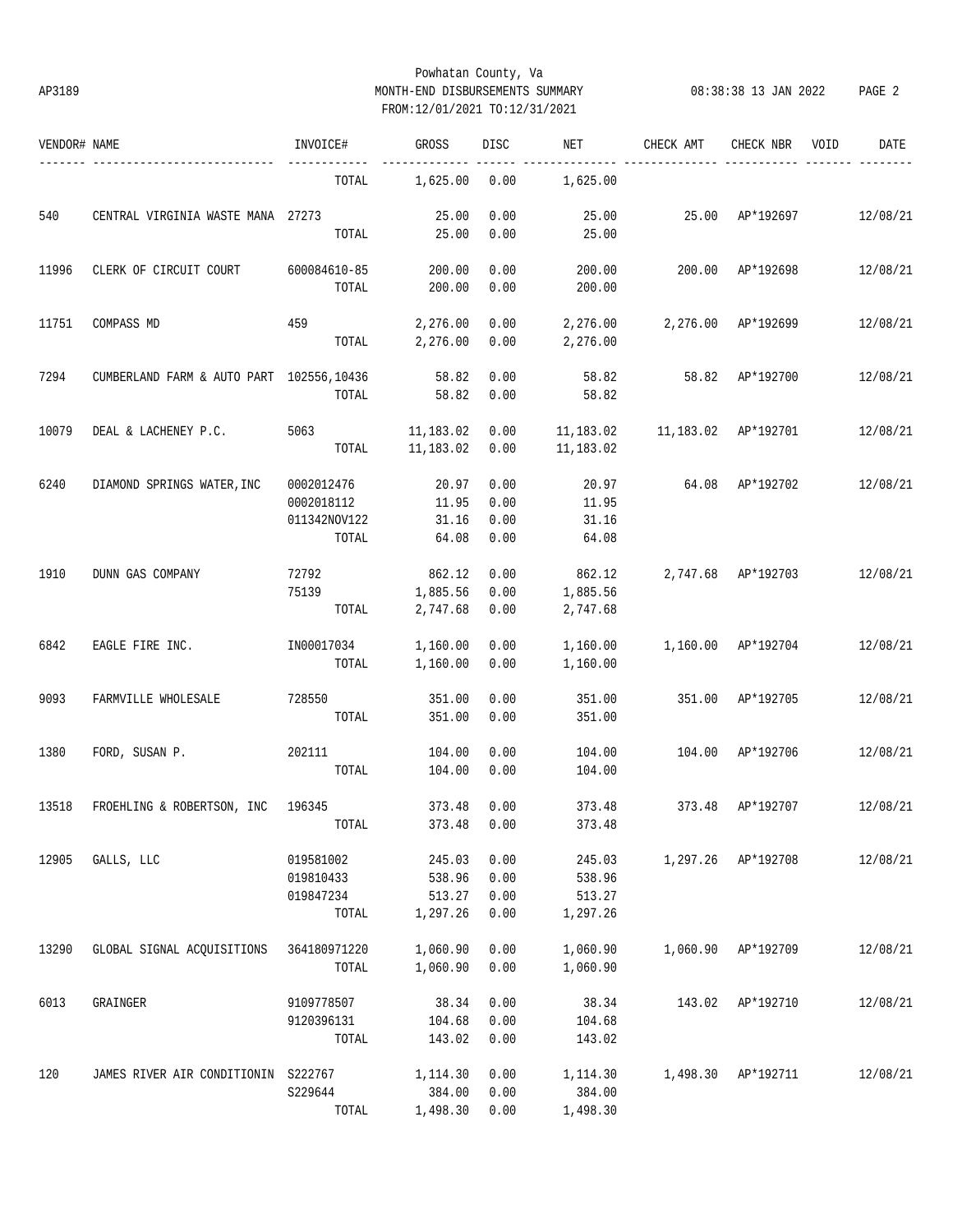Powhatan County, Va
MONTH-END DISBURSEMENTS SUMMARY
FROM:12/01/2021 TO:12/31/2021

| VENDOR# | NAME | INVOICE# | GROSS | DISC | NET | CHECK AMT | CHECK NBR | VOID | DATE |
|---|---|---|---|---|---|---|---|---|---|
| | | TOTAL | 1,625.00 | 0.00 | 1,625.00 | | | | |
| 540 | CENTRAL VIRGINIA WASTE MANA | 27273 | 25.00 | 0.00 | 25.00 | 25.00 | AP*192697 | | 12/08/21 |
| | | TOTAL | 25.00 | 0.00 | 25.00 | | | | |
| 11996 | CLERK OF CIRCUIT COURT | 600084610-85 | 200.00 | 0.00 | 200.00 | 200.00 | AP*192698 | | 12/08/21 |
| | | TOTAL | 200.00 | 0.00 | 200.00 | | | | |
| 11751 | COMPASS MD | 459 | 2,276.00 | 0.00 | 2,276.00 | 2,276.00 | AP*192699 | | 12/08/21 |
| | | TOTAL | 2,276.00 | 0.00 | 2,276.00 | | | | |
| 7294 | CUMBERLAND FARM & AUTO PART | 102556,10436 | 58.82 | 0.00 | 58.82 | 58.82 | AP*192700 | | 12/08/21 |
| | | TOTAL | 58.82 | 0.00 | 58.82 | | | | |
| 10079 | DEAL & LACHENEY P.C. | 5063 | 11,183.02 | 0.00 | 11,183.02 | 11,183.02 | AP*192701 | | 12/08/21 |
| | | TOTAL | 11,183.02 | 0.00 | 11,183.02 | | | | |
| 6240 | DIAMOND SPRINGS WATER,INC | 0002012476 | 20.97 | 0.00 | 20.97 | 64.08 | AP*192702 | | 12/08/21 |
| | | 0002018112 | 11.95 | 0.00 | 11.95 | | | | |
| | | 011342NOV122 | 31.16 | 0.00 | 31.16 | | | | |
| | | TOTAL | 64.08 | 0.00 | 64.08 | | | | |
| 1910 | DUNN GAS COMPANY | 72792 | 862.12 | 0.00 | 862.12 | 2,747.68 | AP*192703 | | 12/08/21 |
| | | 75139 | 1,885.56 | 0.00 | 1,885.56 | | | | |
| | | TOTAL | 2,747.68 | 0.00 | 2,747.68 | | | | |
| 6842 | EAGLE FIRE INC. | IN00017034 | 1,160.00 | 0.00 | 1,160.00 | 1,160.00 | AP*192704 | | 12/08/21 |
| | | TOTAL | 1,160.00 | 0.00 | 1,160.00 | | | | |
| 9093 | FARMVILLE WHOLESALE | 728550 | 351.00 | 0.00 | 351.00 | 351.00 | AP*192705 | | 12/08/21 |
| | | TOTAL | 351.00 | 0.00 | 351.00 | | | | |
| 1380 | FORD, SUSAN P. | 202111 | 104.00 | 0.00 | 104.00 | 104.00 | AP*192706 | | 12/08/21 |
| | | TOTAL | 104.00 | 0.00 | 104.00 | | | | |
| 13518 | FROEHLING & ROBERTSON, INC | 196345 | 373.48 | 0.00 | 373.48 | 373.48 | AP*192707 | | 12/08/21 |
| | | TOTAL | 373.48 | 0.00 | 373.48 | | | | |
| 12905 | GALLS, LLC | 019581002 | 245.03 | 0.00 | 245.03 | 1,297.26 | AP*192708 | | 12/08/21 |
| | | 019810433 | 538.96 | 0.00 | 538.96 | | | | |
| | | 019847234 | 513.27 | 0.00 | 513.27 | | | | |
| | | TOTAL | 1,297.26 | 0.00 | 1,297.26 | | | | |
| 13290 | GLOBAL SIGNAL ACQUISITIONS | 364180971220 | 1,060.90 | 0.00 | 1,060.90 | 1,060.90 | AP*192709 | | 12/08/21 |
| | | TOTAL | 1,060.90 | 0.00 | 1,060.90 | | | | |
| 6013 | GRAINGER | 9109778507 | 38.34 | 0.00 | 38.34 | 143.02 | AP*192710 | | 12/08/21 |
| | | 9120396131 | 104.68 | 0.00 | 104.68 | | | | |
| | | TOTAL | 143.02 | 0.00 | 143.02 | | | | |
| 120 | JAMES RIVER AIR CONDITIONIN | S222767 | 1,114.30 | 0.00 | 1,114.30 | 1,498.30 | AP*192711 | | 12/08/21 |
| | | S229644 | 384.00 | 0.00 | 384.00 | | | | |
| | | TOTAL | 1,498.30 | 0.00 | 1,498.30 | | | | |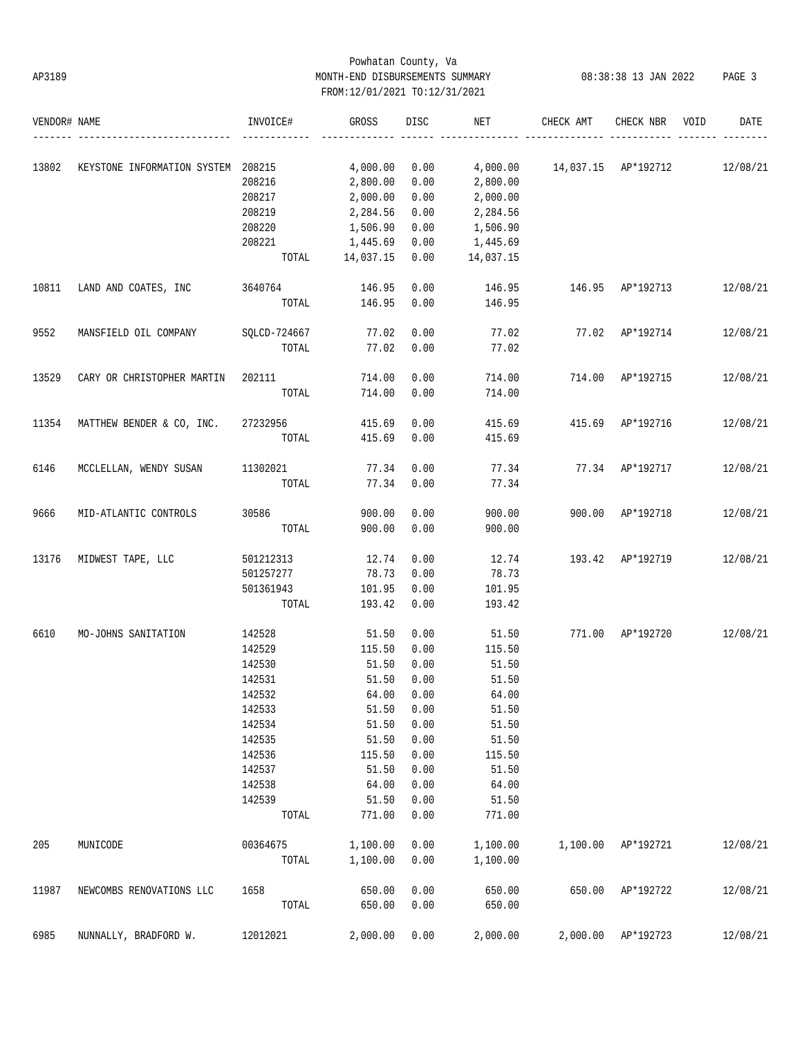Powhatan County, Va
AP3189 MONTH-END DISBURSEMENTS SUMMARY 08:38:38 13 JAN 2022
FROM:12/01/2021 TO:12/31/2021

| VENDOR# | NAME | INVOICE# | GROSS | DISC | NET | CHECK AMT | CHECK NBR | VOID | DATE |
|---|---|---|---|---|---|---|---|---|---|
| 13802 | KEYSTONE INFORMATION SYSTEM | 208215 | 4,000.00 | 0.00 | 4,000.00 | 14,037.15 | AP*192712 | | 12/08/21 |
| | | 208216 | 2,800.00 | 0.00 | 2,800.00 | | | | |
| | | 208217 | 2,000.00 | 0.00 | 2,000.00 | | | | |
| | | 208219 | 2,284.56 | 0.00 | 2,284.56 | | | | |
| | | 208220 | 1,506.90 | 0.00 | 1,506.90 | | | | |
| | | 208221 | 1,445.69 | 0.00 | 1,445.69 | | | | |
| | | TOTAL | 14,037.15 | 0.00 | 14,037.15 | | | | |
| 10811 | LAND AND COATES, INC | 3640764 | 146.95 | 0.00 | 146.95 | 146.95 | AP*192713 | | 12/08/21 |
| | | TOTAL | 146.95 | 0.00 | 146.95 | | | | |
| 9552 | MANSFIELD OIL COMPANY | SQLCD-724667 | 77.02 | 0.00 | 77.02 | 77.02 | AP*192714 | | 12/08/21 |
| | | TOTAL | 77.02 | 0.00 | 77.02 | | | | |
| 13529 | CARY OR CHRISTOPHER MARTIN | 202111 | 714.00 | 0.00 | 714.00 | 714.00 | AP*192715 | | 12/08/21 |
| | | TOTAL | 714.00 | 0.00 | 714.00 | | | | |
| 11354 | MATTHEW BENDER & CO, INC. | 27232956 | 415.69 | 0.00 | 415.69 | 415.69 | AP*192716 | | 12/08/21 |
| | | TOTAL | 415.69 | 0.00 | 415.69 | | | | |
| 6146 | MCCLELLAN, WENDY SUSAN | 11302021 | 77.34 | 0.00 | 77.34 | 77.34 | AP*192717 | | 12/08/21 |
| | | TOTAL | 77.34 | 0.00 | 77.34 | | | | |
| 9666 | MID-ATLANTIC CONTROLS | 30586 | 900.00 | 0.00 | 900.00 | 900.00 | AP*192718 | | 12/08/21 |
| | | TOTAL | 900.00 | 0.00 | 900.00 | | | | |
| 13176 | MIDWEST TAPE, LLC | 501212313 | 12.74 | 0.00 | 12.74 | 193.42 | AP*192719 | | 12/08/21 |
| | | 501257277 | 78.73 | 0.00 | 78.73 | | | | |
| | | 501361943 | 101.95 | 0.00 | 101.95 | | | | |
| | | TOTAL | 193.42 | 0.00 | 193.42 | | | | |
| 6610 | MO-JOHNS SANITATION | 142528 | 51.50 | 0.00 | 51.50 | 771.00 | AP*192720 | | 12/08/21 |
| | | 142529 | 115.50 | 0.00 | 115.50 | | | | |
| | | 142530 | 51.50 | 0.00 | 51.50 | | | | |
| | | 142531 | 51.50 | 0.00 | 51.50 | | | | |
| | | 142532 | 64.00 | 0.00 | 64.00 | | | | |
| | | 142533 | 51.50 | 0.00 | 51.50 | | | | |
| | | 142534 | 51.50 | 0.00 | 51.50 | | | | |
| | | 142535 | 51.50 | 0.00 | 51.50 | | | | |
| | | 142536 | 115.50 | 0.00 | 115.50 | | | | |
| | | 142537 | 51.50 | 0.00 | 51.50 | | | | |
| | | 142538 | 64.00 | 0.00 | 64.00 | | | | |
| | | 142539 | 51.50 | 0.00 | 51.50 | | | | |
| | | TOTAL | 771.00 | 0.00 | 771.00 | | | | |
| 205 | MUNICODE | 00364675 | 1,100.00 | 0.00 | 1,100.00 | 1,100.00 | AP*192721 | | 12/08/21 |
| | | TOTAL | 1,100.00 | 0.00 | 1,100.00 | | | | |
| 11987 | NEWCOMBS RENOVATIONS LLC | 1658 | 650.00 | 0.00 | 650.00 | 650.00 | AP*192722 | | 12/08/21 |
| | | TOTAL | 650.00 | 0.00 | 650.00 | | | | |
| 6985 | NUNNALLY, BRADFORD W. | 12012021 | 2,000.00 | 0.00 | 2,000.00 | 2,000.00 | AP*192723 | | 12/08/21 |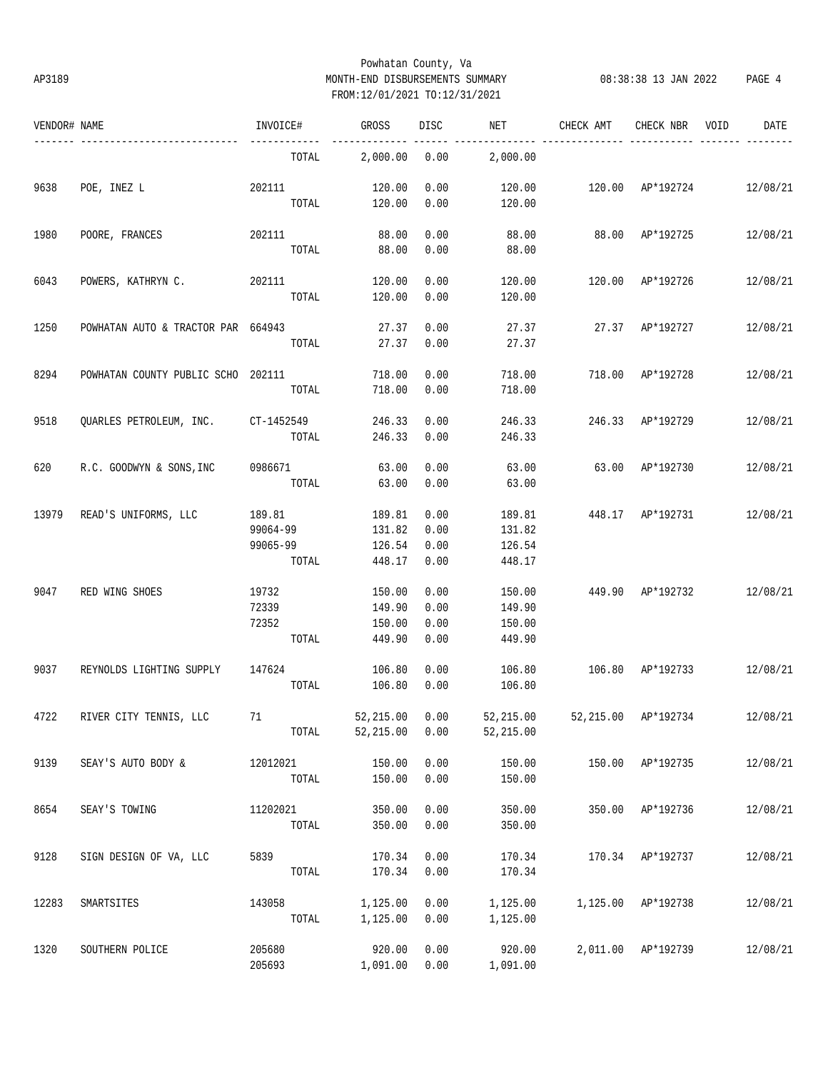Powhatan County, Va
AP3189 MONTH-END DISBURSEMENTS SUMMARY 08:38:38 13 JAN 2022
FROM:12/01/2021 TO:12/31/2021

| VENDOR# | NAME | INVOICE# | GROSS | DISC | NET | CHECK AMT | CHECK NBR | VOID | DATE |
|---|---|---|---|---|---|---|---|---|---|
| | | TOTAL | 2,000.00 | 0.00 | 2,000.00 | | | | |
| 9638 | POE, INEZ L | 202111 | 120.00 | 0.00 | 120.00 | 120.00 | AP*192724 | | 12/08/21 |
| | | TOTAL | 120.00 | 0.00 | 120.00 | | | | |
| 1980 | POORE, FRANCES | 202111 | 88.00 | 0.00 | 88.00 | 88.00 | AP*192725 | | 12/08/21 |
| | | TOTAL | 88.00 | 0.00 | 88.00 | | | | |
| 6043 | POWERS, KATHRYN C. | 202111 | 120.00 | 0.00 | 120.00 | 120.00 | AP*192726 | | 12/08/21 |
| | | TOTAL | 120.00 | 0.00 | 120.00 | | | | |
| 1250 | POWHATAN AUTO & TRACTOR PAR | 664943 | 27.37 | 0.00 | 27.37 | 27.37 | AP*192727 | | 12/08/21 |
| | | TOTAL | 27.37 | 0.00 | 27.37 | | | | |
| 8294 | POWHATAN COUNTY PUBLIC SCHO | 202111 | 718.00 | 0.00 | 718.00 | 718.00 | AP*192728 | | 12/08/21 |
| | | TOTAL | 718.00 | 0.00 | 718.00 | | | | |
| 9518 | QUARLES PETROLEUM, INC. | CT-1452549 | 246.33 | 0.00 | 246.33 | 246.33 | AP*192729 | | 12/08/21 |
| | | TOTAL | 246.33 | 0.00 | 246.33 | | | | |
| 620 | R.C. GOODWYN & SONS,INC | 0986671 | 63.00 | 0.00 | 63.00 | 63.00 | AP*192730 | | 12/08/21 |
| | | TOTAL | 63.00 | 0.00 | 63.00 | | | | |
| 13979 | READ'S UNIFORMS, LLC | 189.81 | 189.81 | 0.00 | 189.81 | 448.17 | AP*192731 | | 12/08/21 |
| | | 99064-99 | 131.82 | 0.00 | 131.82 | | | | |
| | | 99065-99 | 126.54 | 0.00 | 126.54 | | | | |
| | | TOTAL | 448.17 | 0.00 | 448.17 | | | | |
| 9047 | RED WING SHOES | 19732 | 150.00 | 0.00 | 150.00 | 449.90 | AP*192732 | | 12/08/21 |
| | | 72339 | 149.90 | 0.00 | 149.90 | | | | |
| | | 72352 | 150.00 | 0.00 | 150.00 | | | | |
| | | TOTAL | 449.90 | 0.00 | 449.90 | | | | |
| 9037 | REYNOLDS LIGHTING SUPPLY | 147624 | 106.80 | 0.00 | 106.80 | 106.80 | AP*192733 | | 12/08/21 |
| | | TOTAL | 106.80 | 0.00 | 106.80 | | | | |
| 4722 | RIVER CITY TENNIS, LLC | 71 | 52,215.00 | 0.00 | 52,215.00 | 52,215.00 | AP*192734 | | 12/08/21 |
| | | TOTAL | 52,215.00 | 0.00 | 52,215.00 | | | | |
| 9139 | SEAY'S AUTO BODY & | 12012021 | 150.00 | 0.00 | 150.00 | 150.00 | AP*192735 | | 12/08/21 |
| | | TOTAL | 150.00 | 0.00 | 150.00 | | | | |
| 8654 | SEAY'S TOWING | 11202021 | 350.00 | 0.00 | 350.00 | 350.00 | AP*192736 | | 12/08/21 |
| | | TOTAL | 350.00 | 0.00 | 350.00 | | | | |
| 9128 | SIGN DESIGN OF VA, LLC | 5839 | 170.34 | 0.00 | 170.34 | 170.34 | AP*192737 | | 12/08/21 |
| | | TOTAL | 170.34 | 0.00 | 170.34 | | | | |
| 12283 | SMARTSITES | 143058 | 1,125.00 | 0.00 | 1,125.00 | 1,125.00 | AP*192738 | | 12/08/21 |
| | | TOTAL | 1,125.00 | 0.00 | 1,125.00 | | | | |
| 1320 | SOUTHERN POLICE | 205680 | 920.00 | 0.00 | 920.00 | 2,011.00 | AP*192739 | | 12/08/21 |
| | | 205693 | 1,091.00 | 0.00 | 1,091.00 | | | | |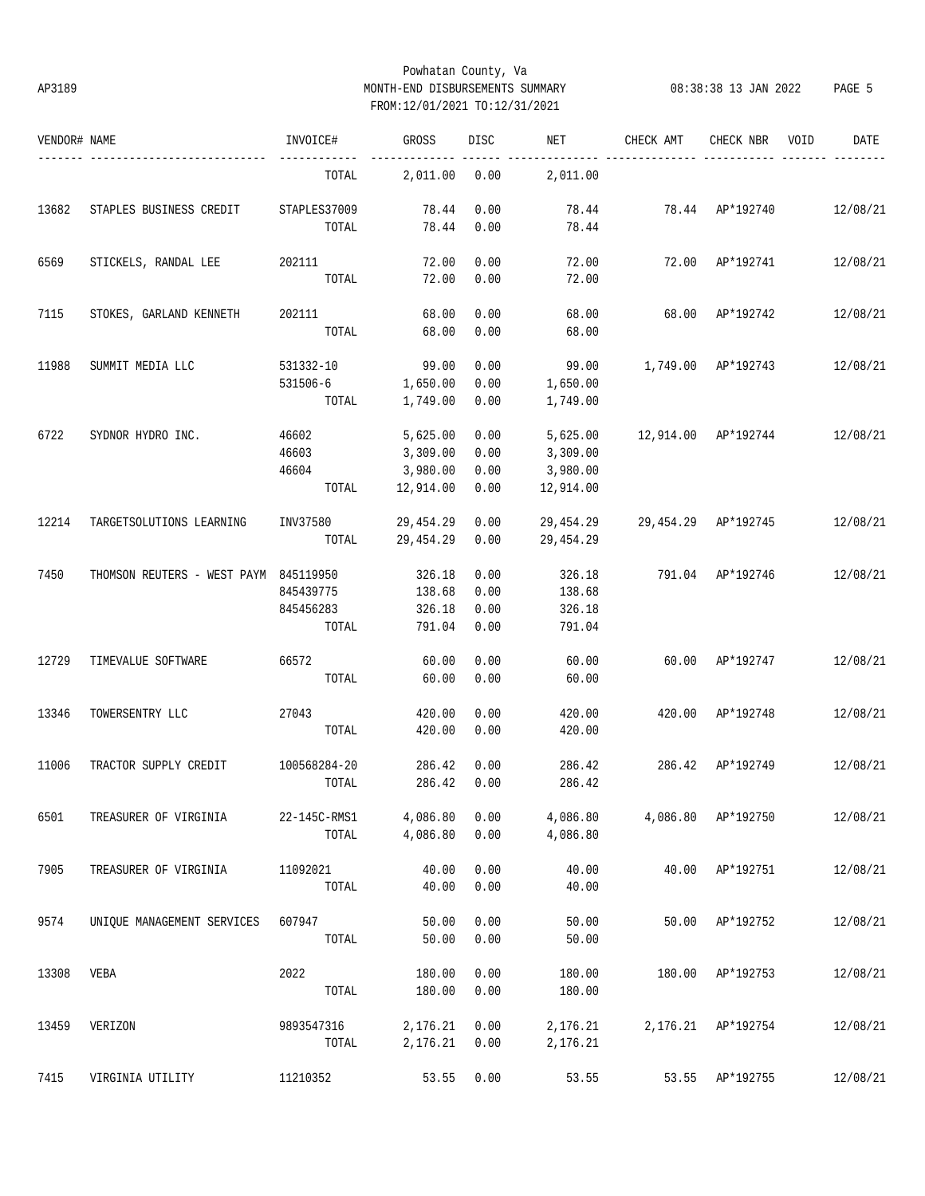Powhatan County, Va
AP3189 MONTH-END DISBURSEMENTS SUMMARY 08:38:38 13 JAN 2022 PAGE 5
FROM:12/01/2021 TO:12/31/2021

| VENDOR# | NAME | INVOICE# | GROSS | DISC | NET | CHECK AMT | CHECK NBR | VOID | DATE |
|---|---|---|---|---|---|---|---|---|---|
| | | TOTAL | 2,011.00 | 0.00 | 2,011.00 | | | | |
| 13682 | STAPLES BUSINESS CREDIT | STAPLES37009 | 78.44 | 0.00 | 78.44 | 78.44 | AP*192740 | | 12/08/21 |
| | | TOTAL | 78.44 | 0.00 | 78.44 | | | | |
| 6569 | STICKELS, RANDAL LEE | 202111 | 72.00 | 0.00 | 72.00 | 72.00 | AP*192741 | | 12/08/21 |
| | | TOTAL | 72.00 | 0.00 | 72.00 | | | | |
| 7115 | STOKES, GARLAND KENNETH | 202111 | 68.00 | 0.00 | 68.00 | 68.00 | AP*192742 | | 12/08/21 |
| | | TOTAL | 68.00 | 0.00 | 68.00 | | | | |
| 11988 | SUMMIT MEDIA LLC | 531332-10 | 99.00 | 0.00 | 99.00 | 1,749.00 | AP*192743 | | 12/08/21 |
| | | 531506-6 | 1,650.00 | 0.00 | 1,650.00 | | | | |
| | | TOTAL | 1,749.00 | 0.00 | 1,749.00 | | | | |
| 6722 | SYDNOR HYDRO INC. | 46602 | 5,625.00 | 0.00 | 5,625.00 | 12,914.00 | AP*192744 | | 12/08/21 |
| | | 46603 | 3,309.00 | 0.00 | 3,309.00 | | | | |
| | | 46604 | 3,980.00 | 0.00 | 3,980.00 | | | | |
| | | TOTAL | 12,914.00 | 0.00 | 12,914.00 | | | | |
| 12214 | TARGETSOLUTIONS LEARNING | INV37580 | 29,454.29 | 0.00 | 29,454.29 | 29,454.29 | AP*192745 | | 12/08/21 |
| | | TOTAL | 29,454.29 | 0.00 | 29,454.29 | | | | |
| 7450 | THOMSON REUTERS - WEST PAYM | 845119950 | 326.18 | 0.00 | 326.18 | 791.04 | AP*192746 | | 12/08/21 |
| | | 845439775 | 138.68 | 0.00 | 138.68 | | | | |
| | | 845456283 | 326.18 | 0.00 | 326.18 | | | | |
| | | TOTAL | 791.04 | 0.00 | 791.04 | | | | |
| 12729 | TIMEVALUE SOFTWARE | 66572 | 60.00 | 0.00 | 60.00 | 60.00 | AP*192747 | | 12/08/21 |
| | | TOTAL | 60.00 | 0.00 | 60.00 | | | | |
| 13346 | TOWERSENTRY LLC | 27043 | 420.00 | 0.00 | 420.00 | 420.00 | AP*192748 | | 12/08/21 |
| | | TOTAL | 420.00 | 0.00 | 420.00 | | | | |
| 11006 | TRACTOR SUPPLY CREDIT | 100568284-20 | 286.42 | 0.00 | 286.42 | 286.42 | AP*192749 | | 12/08/21 |
| | | TOTAL | 286.42 | 0.00 | 286.42 | | | | |
| 6501 | TREASURER OF VIRGINIA | 22-145C-RMS1 | 4,086.80 | 0.00 | 4,086.80 | 4,086.80 | AP*192750 | | 12/08/21 |
| | | TOTAL | 4,086.80 | 0.00 | 4,086.80 | | | | |
| 7905 | TREASURER OF VIRGINIA | 11092021 | 40.00 | 0.00 | 40.00 | 40.00 | AP*192751 | | 12/08/21 |
| | | TOTAL | 40.00 | 0.00 | 40.00 | | | | |
| 9574 | UNIQUE MANAGEMENT SERVICES | 607947 | 50.00 | 0.00 | 50.00 | 50.00 | AP*192752 | | 12/08/21 |
| | | TOTAL | 50.00 | 0.00 | 50.00 | | | | |
| 13308 | VEBA | 2022 | 180.00 | 0.00 | 180.00 | 180.00 | AP*192753 | | 12/08/21 |
| | | TOTAL | 180.00 | 0.00 | 180.00 | | | | |
| 13459 | VERIZON | 9893547316 | 2,176.21 | 0.00 | 2,176.21 | 2,176.21 | AP*192754 | | 12/08/21 |
| | | TOTAL | 2,176.21 | 0.00 | 2,176.21 | | | | |
| 7415 | VIRGINIA UTILITY | 11210352 | 53.55 | 0.00 | 53.55 | 53.55 | AP*192755 | | 12/08/21 |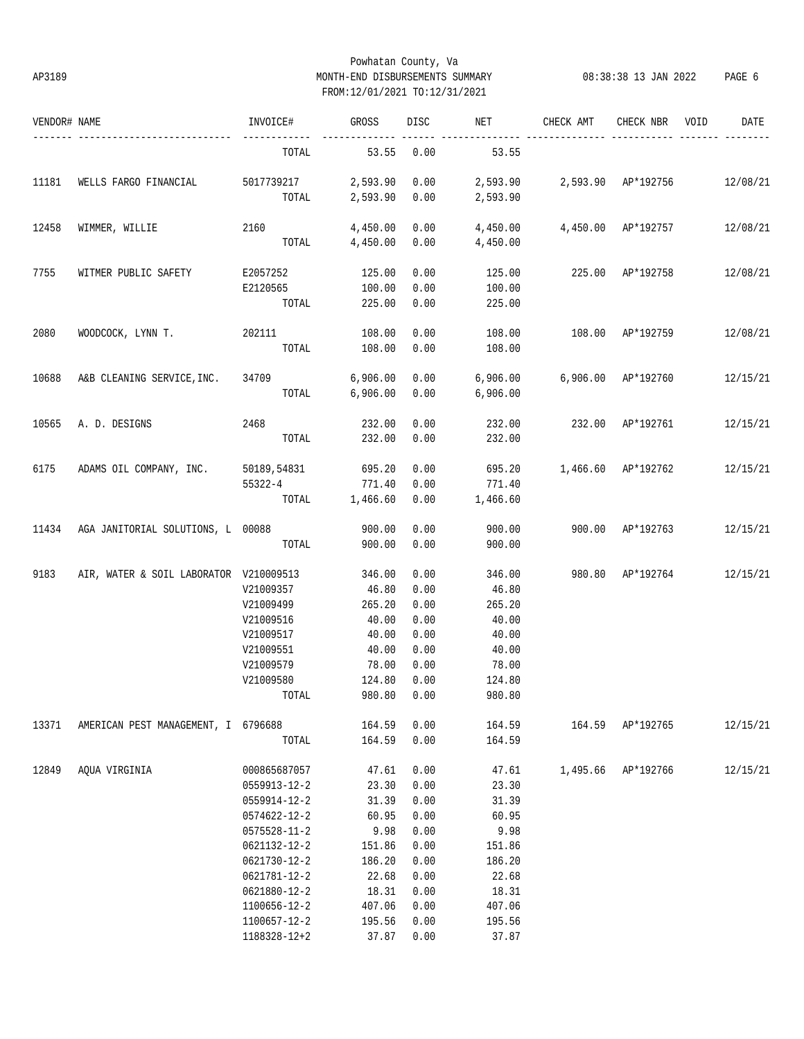Powhatan County, Va
AP3189 MONTH-END DISBURSEMENTS SUMMARY 08:38:38 13 JAN 2022
FROM:12/01/2021 TO:12/31/2021

| VENDOR# | NAME | INVOICE# | GROSS | DISC | NET | CHECK AMT | CHECK NBR | VOID | DATE |
|---|---|---|---|---|---|---|---|---|---|
| | | TOTAL | 53.55 | 0.00 | 53.55 | | | | |
| 11181 | WELLS FARGO FINANCIAL | 5017739217 | 2,593.90 | 0.00 | 2,593.90 | 2,593.90 | AP*192756 | | 12/08/21 |
| | | TOTAL | 2,593.90 | 0.00 | 2,593.90 | | | | |
| 12458 | WIMMER, WILLIE | 2160 | 4,450.00 | 0.00 | 4,450.00 | 4,450.00 | AP*192757 | | 12/08/21 |
| | | TOTAL | 4,450.00 | 0.00 | 4,450.00 | | | | |
| 7755 | WITMER PUBLIC SAFETY | E2057252 | 125.00 | 0.00 | 125.00 | 225.00 | AP*192758 | | 12/08/21 |
| | | E2120565 | 100.00 | 0.00 | 100.00 | | | | |
| | | TOTAL | 225.00 | 0.00 | 225.00 | | | | |
| 2080 | WOODCOCK, LYNN T. | 202111 | 108.00 | 0.00 | 108.00 | 108.00 | AP*192759 | | 12/08/21 |
| | | TOTAL | 108.00 | 0.00 | 108.00 | | | | |
| 10688 | A&B CLEANING SERVICE,INC. | 34709 | 6,906.00 | 0.00 | 6,906.00 | 6,906.00 | AP*192760 | | 12/15/21 |
| | | TOTAL | 6,906.00 | 0.00 | 6,906.00 | | | | |
| 10565 | A. D. DESIGNS | 2468 | 232.00 | 0.00 | 232.00 | 232.00 | AP*192761 | | 12/15/21 |
| | | TOTAL | 232.00 | 0.00 | 232.00 | | | | |
| 6175 | ADAMS OIL COMPANY, INC. | 50189,54831 | 695.20 | 0.00 | 695.20 | 1,466.60 | AP*192762 | | 12/15/21 |
| | | 55322-4 | 771.40 | 0.00 | 771.40 | | | | |
| | | TOTAL | 1,466.60 | 0.00 | 1,466.60 | | | | |
| 11434 | AGA JANITORIAL SOLUTIONS, L | 00088 | 900.00 | 0.00 | 900.00 | 900.00 | AP*192763 | | 12/15/21 |
| | | TOTAL | 900.00 | 0.00 | 900.00 | | | | |
| 9183 | AIR, WATER & SOIL LABORATOR | V210009513 | 346.00 | 0.00 | 346.00 | 980.80 | AP*192764 | | 12/15/21 |
| | | V21009357 | 46.80 | 0.00 | 46.80 | | | | |
| | | V21009499 | 265.20 | 0.00 | 265.20 | | | | |
| | | V21009516 | 40.00 | 0.00 | 40.00 | | | | |
| | | V21009517 | 40.00 | 0.00 | 40.00 | | | | |
| | | V21009551 | 40.00 | 0.00 | 40.00 | | | | |
| | | V21009579 | 78.00 | 0.00 | 78.00 | | | | |
| | | V21009580 | 124.80 | 0.00 | 124.80 | | | | |
| | | TOTAL | 980.80 | 0.00 | 980.80 | | | | |
| 13371 | AMERICAN PEST MANAGEMENT, I | 6796688 | 164.59 | 0.00 | 164.59 | 164.59 | AP*192765 | | 12/15/21 |
| | | TOTAL | 164.59 | 0.00 | 164.59 | | | | |
| 12849 | AQUA VIRGINIA | 000865687057 | 47.61 | 0.00 | 47.61 | 1,495.66 | AP*192766 | | 12/15/21 |
| | | 0559913-12-2 | 23.30 | 0.00 | 23.30 | | | | |
| | | 0559914-12-2 | 31.39 | 0.00 | 31.39 | | | | |
| | | 0574622-12-2 | 60.95 | 0.00 | 60.95 | | | | |
| | | 0575528-11-2 | 9.98 | 0.00 | 9.98 | | | | |
| | | 0621132-12-2 | 151.86 | 0.00 | 151.86 | | | | |
| | | 0621730-12-2 | 186.20 | 0.00 | 186.20 | | | | |
| | | 0621781-12-2 | 22.68 | 0.00 | 22.68 | | | | |
| | | 0621880-12-2 | 18.31 | 0.00 | 18.31 | | | | |
| | | 1100656-12-2 | 407.06 | 0.00 | 407.06 | | | | |
| | | 1100657-12-2 | 195.56 | 0.00 | 195.56 | | | | |
| | | 1188328-12+2 | 37.87 | 0.00 | 37.87 | | | | |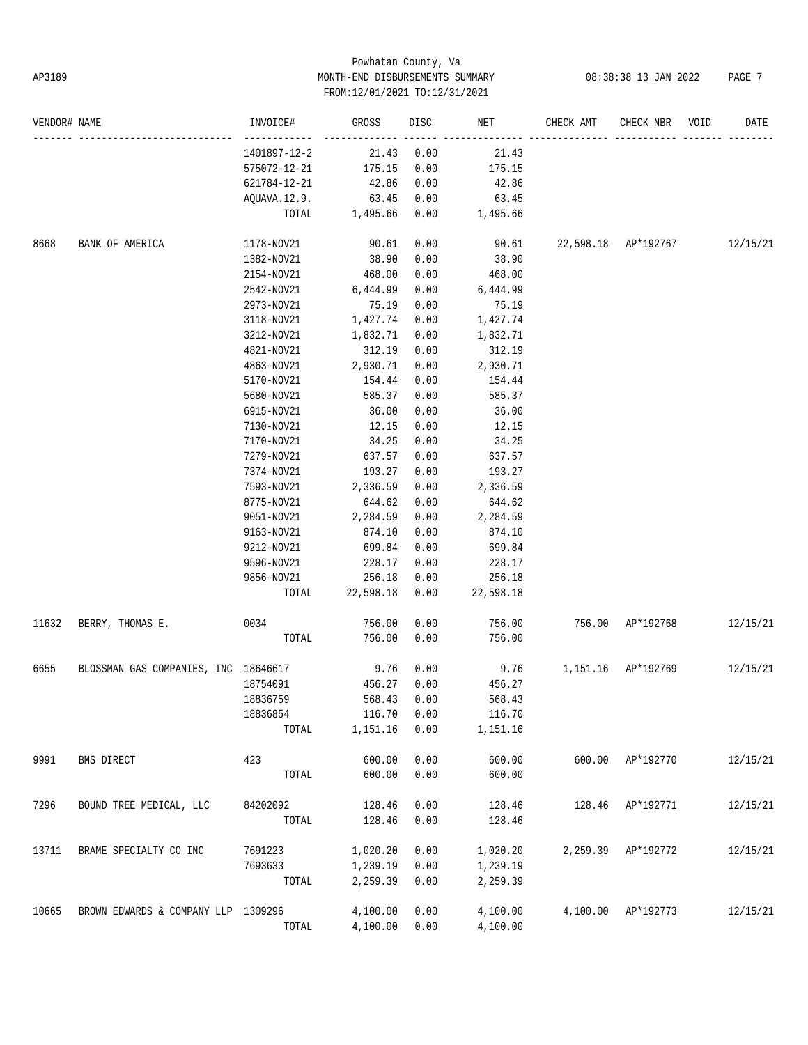Powhatan County, Va
AP3189 MONTH-END DISBURSEMENTS SUMMARY 08:38:38 13 JAN 2022
FROM:12/01/2021 TO:12/31/2021

| VENDOR# | NAME | INVOICE# | GROSS | DISC | NET | CHECK AMT | CHECK NBR | VOID | DATE |
|---|---|---|---|---|---|---|---|---|---|
| | | 1401897-12-2 | 21.43 | 0.00 | 21.43 | | | | |
| | | 575072-12-21 | 175.15 | 0.00 | 175.15 | | | | |
| | | 621784-12-21 | 42.86 | 0.00 | 42.86 | | | | |
| | | AQUAVA.12.9. | 63.45 | 0.00 | 63.45 | | | | |
| | | TOTAL | 1,495.66 | 0.00 | 1,495.66 | | | | |
| 8668 | BANK OF AMERICA | 1178-NOV21 | 90.61 | 0.00 | 90.61 | 22,598.18 | AP*192767 | | 12/15/21 |
| | | 1382-NOV21 | 38.90 | 0.00 | 38.90 | | | | |
| | | 2154-NOV21 | 468.00 | 0.00 | 468.00 | | | | |
| | | 2542-NOV21 | 6,444.99 | 0.00 | 6,444.99 | | | | |
| | | 2973-NOV21 | 75.19 | 0.00 | 75.19 | | | | |
| | | 3118-NOV21 | 1,427.74 | 0.00 | 1,427.74 | | | | |
| | | 3212-NOV21 | 1,832.71 | 0.00 | 1,832.71 | | | | |
| | | 4821-NOV21 | 312.19 | 0.00 | 312.19 | | | | |
| | | 4863-NOV21 | 2,930.71 | 0.00 | 2,930.71 | | | | |
| | | 5170-NOV21 | 154.44 | 0.00 | 154.44 | | | | |
| | | 5680-NOV21 | 585.37 | 0.00 | 585.37 | | | | |
| | | 6915-NOV21 | 36.00 | 0.00 | 36.00 | | | | |
| | | 7130-NOV21 | 12.15 | 0.00 | 12.15 | | | | |
| | | 7170-NOV21 | 34.25 | 0.00 | 34.25 | | | | |
| | | 7279-NOV21 | 637.57 | 0.00 | 637.57 | | | | |
| | | 7374-NOV21 | 193.27 | 0.00 | 193.27 | | | | |
| | | 7593-NOV21 | 2,336.59 | 0.00 | 2,336.59 | | | | |
| | | 8775-NOV21 | 644.62 | 0.00 | 644.62 | | | | |
| | | 9051-NOV21 | 2,284.59 | 0.00 | 2,284.59 | | | | |
| | | 9163-NOV21 | 874.10 | 0.00 | 874.10 | | | | |
| | | 9212-NOV21 | 699.84 | 0.00 | 699.84 | | | | |
| | | 9596-NOV21 | 228.17 | 0.00 | 228.17 | | | | |
| | | 9856-NOV21 | 256.18 | 0.00 | 256.18 | | | | |
| | | TOTAL | 22,598.18 | 0.00 | 22,598.18 | | | | |
| 11632 | BERRY, THOMAS E. | 0034 | 756.00 | 0.00 | 756.00 | 756.00 | AP*192768 | | 12/15/21 |
| | | TOTAL | 756.00 | 0.00 | 756.00 | | | | |
| 6655 | BLOSSMAN GAS COMPANIES, INC | 18646617 | 9.76 | 0.00 | 9.76 | 1,151.16 | AP*192769 | | 12/15/21 |
| | | 18754091 | 456.27 | 0.00 | 456.27 | | | | |
| | | 18836759 | 568.43 | 0.00 | 568.43 | | | | |
| | | 18836854 | 116.70 | 0.00 | 116.70 | | | | |
| | | TOTAL | 1,151.16 | 0.00 | 1,151.16 | | | | |
| 9991 | BMS DIRECT | 423 | 600.00 | 0.00 | 600.00 | 600.00 | AP*192770 | | 12/15/21 |
| | | TOTAL | 600.00 | 0.00 | 600.00 | | | | |
| 7296 | BOUND TREE MEDICAL, LLC | 84202092 | 128.46 | 0.00 | 128.46 | 128.46 | AP*192771 | | 12/15/21 |
| | | TOTAL | 128.46 | 0.00 | 128.46 | | | | |
| 13711 | BRAME SPECIALTY CO INC | 7691223 | 1,020.20 | 0.00 | 1,020.20 | 2,259.39 | AP*192772 | | 12/15/21 |
| | | 7693633 | 1,239.19 | 0.00 | 1,239.19 | | | | |
| | | TOTAL | 2,259.39 | 0.00 | 2,259.39 | | | | |
| 10665 | BROWN EDWARDS & COMPANY LLP | 1309296 | 4,100.00 | 0.00 | 4,100.00 | 4,100.00 | AP*192773 | | 12/15/21 |
| | | TOTAL | 4,100.00 | 0.00 | 4,100.00 | | | | |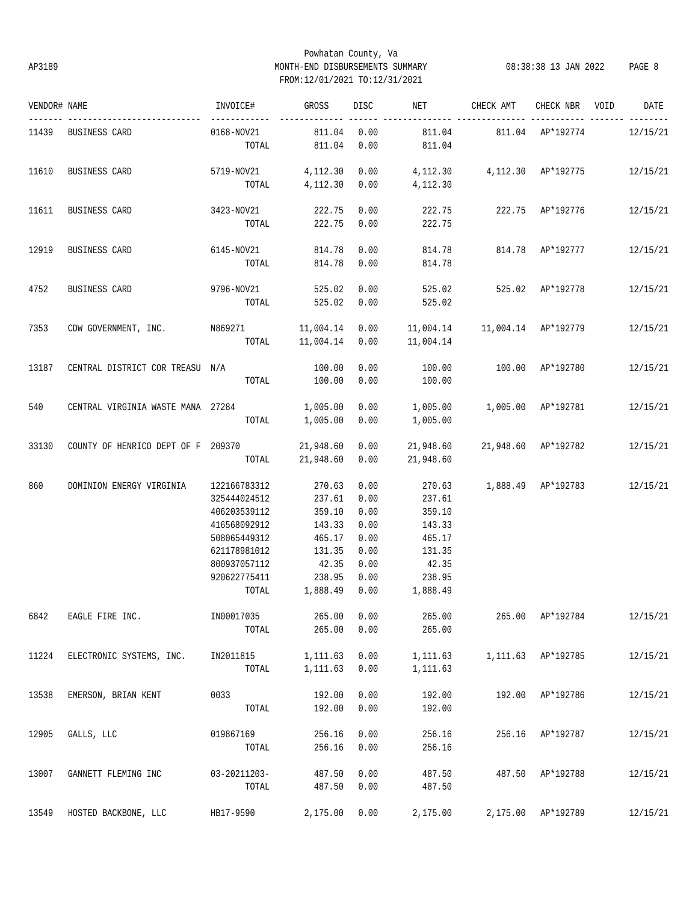Powhatan County, Va
MONTH-END DISBURSEMENTS SUMMARY
FROM:12/01/2021 TO:12/31/2021

AP3189 08:38:38 13 JAN 2022

| VENDOR# | NAME | INVOICE# | GROSS | DISC | NET | CHECK AMT | CHECK NBR | VOID | DATE |
|---|---|---|---|---|---|---|---|---|---|
| 11439 | BUSINESS CARD | 0168-NOV21 | 811.04 | 0.00 | 811.04 | 811.04 | AP*192774 | | 12/15/21 |
| | | TOTAL | 811.04 | 0.00 | 811.04 | | | | |
| 11610 | BUSINESS CARD | 5719-NOV21 | 4,112.30 | 0.00 | 4,112.30 | 4,112.30 | AP*192775 | | 12/15/21 |
| | | TOTAL | 4,112.30 | 0.00 | 4,112.30 | | | | |
| 11611 | BUSINESS CARD | 3423-NOV21 | 222.75 | 0.00 | 222.75 | 222.75 | AP*192776 | | 12/15/21 |
| | | TOTAL | 222.75 | 0.00 | 222.75 | | | | |
| 12919 | BUSINESS CARD | 6145-NOV21 | 814.78 | 0.00 | 814.78 | 814.78 | AP*192777 | | 12/15/21 |
| | | TOTAL | 814.78 | 0.00 | 814.78 | | | | |
| 4752 | BUSINESS CARD | 9796-NOV21 | 525.02 | 0.00 | 525.02 | 525.02 | AP*192778 | | 12/15/21 |
| | | TOTAL | 525.02 | 0.00 | 525.02 | | | | |
| 7353 | CDW GOVERNMENT, INC. | N869271 | 11,004.14 | 0.00 | 11,004.14 | 11,004.14 | AP*192779 | | 12/15/21 |
| | | TOTAL | 11,004.14 | 0.00 | 11,004.14 | | | | |
| 13187 | CENTRAL DISTRICT COR TREASU | N/A | 100.00 | 0.00 | 100.00 | 100.00 | AP*192780 | | 12/15/21 |
| | | TOTAL | 100.00 | 0.00 | 100.00 | | | | |
| 540 | CENTRAL VIRGINIA WASTE MANA | 27284 | 1,005.00 | 0.00 | 1,005.00 | 1,005.00 | AP*192781 | | 12/15/21 |
| | | TOTAL | 1,005.00 | 0.00 | 1,005.00 | | | | |
| 33130 | COUNTY OF HENRICO DEPT OF F | 209370 | 21,948.60 | 0.00 | 21,948.60 | 21,948.60 | AP*192782 | | 12/15/21 |
| | | TOTAL | 21,948.60 | 0.00 | 21,948.60 | | | | |
| 860 | DOMINION ENERGY VIRGINIA | 122166783312 | 270.63 | 0.00 | 270.63 | 1,888.49 | AP*192783 | | 12/15/21 |
| | | 325444024512 | 237.61 | 0.00 | 237.61 | | | | |
| | | 406203539112 | 359.10 | 0.00 | 359.10 | | | | |
| | | 416568092912 | 143.33 | 0.00 | 143.33 | | | | |
| | | 508065449312 | 465.17 | 0.00 | 465.17 | | | | |
| | | 621178981012 | 131.35 | 0.00 | 131.35 | | | | |
| | | 800937057112 | 42.35 | 0.00 | 42.35 | | | | |
| | | 920622775411 | 238.95 | 0.00 | 238.95 | | | | |
| | | TOTAL | 1,888.49 | 0.00 | 1,888.49 | | | | |
| 6842 | EAGLE FIRE INC. | IN00017035 | 265.00 | 0.00 | 265.00 | 265.00 | AP*192784 | | 12/15/21 |
| | | TOTAL | 265.00 | 0.00 | 265.00 | | | | |
| 11224 | ELECTRONIC SYSTEMS, INC. | IN2011815 | 1,111.63 | 0.00 | 1,111.63 | 1,111.63 | AP*192785 | | 12/15/21 |
| | | TOTAL | 1,111.63 | 0.00 | 1,111.63 | | | | |
| 13538 | EMERSON, BRIAN KENT | 0033 | 192.00 | 0.00 | 192.00 | 192.00 | AP*192786 | | 12/15/21 |
| | | TOTAL | 192.00 | 0.00 | 192.00 | | | | |
| 12905 | GALLS, LLC | 019867169 | 256.16 | 0.00 | 256.16 | 256.16 | AP*192787 | | 12/15/21 |
| | | TOTAL | 256.16 | 0.00 | 256.16 | | | | |
| 13007 | GANNETT FLEMING INC | 03-20211203- | 487.50 | 0.00 | 487.50 | 487.50 | AP*192788 | | 12/15/21 |
| | | TOTAL | 487.50 | 0.00 | 487.50 | | | | |
| 13549 | HOSTED BACKBONE, LLC | HB17-9590 | 2,175.00 | 0.00 | 2,175.00 | 2,175.00 | AP*192789 | | 12/15/21 |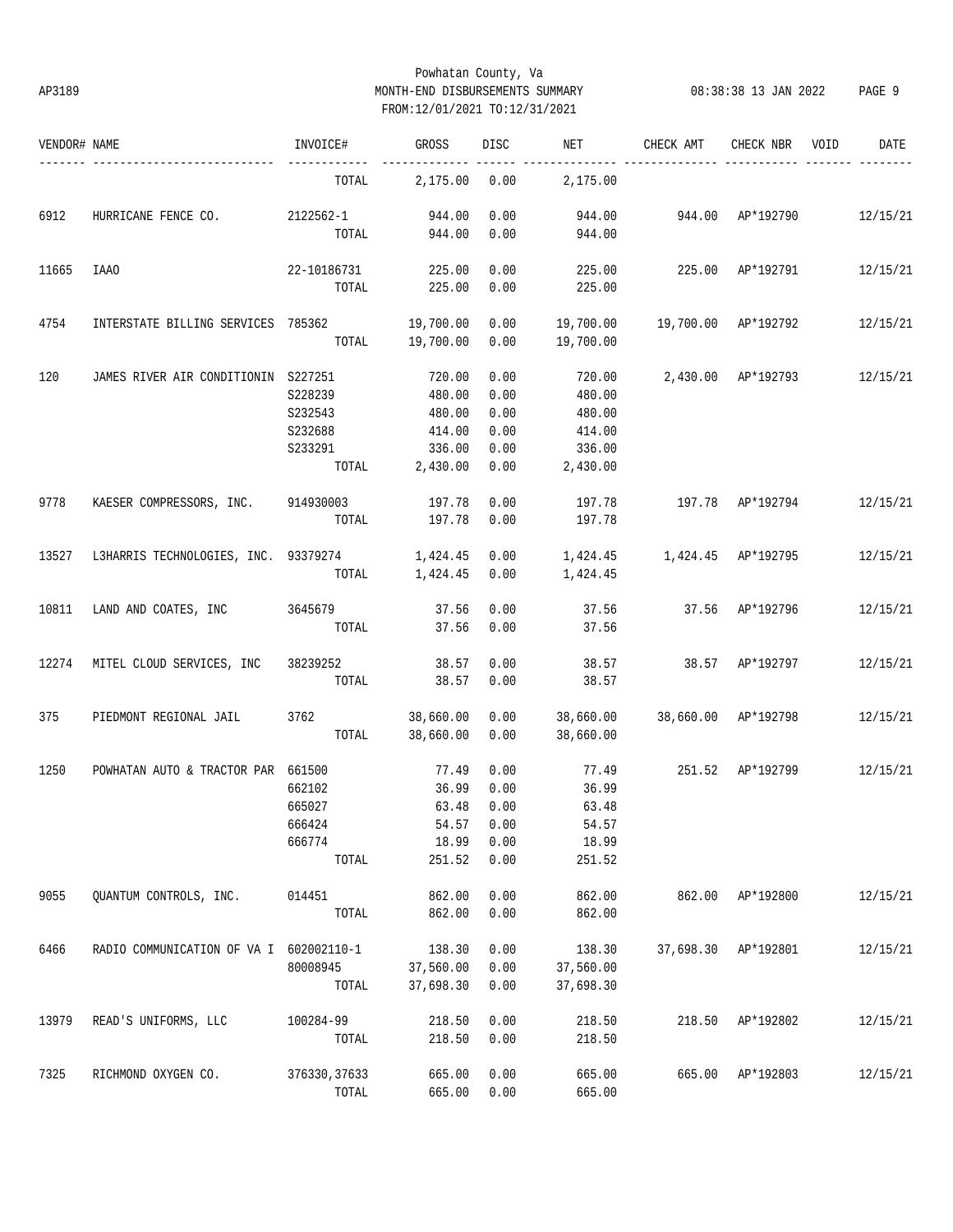Powhatan County, Va
AP3189 MONTH-END DISBURSEMENTS SUMMARY 08:38:38 13 JAN 2022
FROM:12/01/2021 TO:12/31/2021

| VENDOR# | NAME | INVOICE# | GROSS | DISC | NET | CHECK AMT | CHECK NBR | VOID | DATE |
|---|---|---|---|---|---|---|---|---|---|
| | | TOTAL | 2,175.00 | 0.00 | 2,175.00 | | | | |
| 6912 | HURRICANE FENCE CO. | 2122562-1 | 944.00 | 0.00 | 944.00 | 944.00 | AP*192790 | | 12/15/21 |
| | | TOTAL | 944.00 | 0.00 | 944.00 | | | | |
| 11665 | IAAO | 22-10186731 | 225.00 | 0.00 | 225.00 | 225.00 | AP*192791 | | 12/15/21 |
| | | TOTAL | 225.00 | 0.00 | 225.00 | | | | |
| 4754 | INTERSTATE BILLING SERVICES | 785362 | 19,700.00 | 0.00 | 19,700.00 | 19,700.00 | AP*192792 | | 12/15/21 |
| | | TOTAL | 19,700.00 | 0.00 | 19,700.00 | | | | |
| 120 | JAMES RIVER AIR CONDITIONIN | S227251 | 720.00 | 0.00 | 720.00 | 2,430.00 | AP*192793 | | 12/15/21 |
| | | S228239 | 480.00 | 0.00 | 480.00 | | | | |
| | | S232543 | 480.00 | 0.00 | 480.00 | | | | |
| | | S232688 | 414.00 | 0.00 | 414.00 | | | | |
| | | S233291 | 336.00 | 0.00 | 336.00 | | | | |
| | | TOTAL | 2,430.00 | 0.00 | 2,430.00 | | | | |
| 9778 | KAESER COMPRESSORS, INC. | 914930003 | 197.78 | 0.00 | 197.78 | 197.78 | AP*192794 | | 12/15/21 |
| | | TOTAL | 197.78 | 0.00 | 197.78 | | | | |
| 13527 | L3HARRIS TECHNOLOGIES, INC. | 93379274 | 1,424.45 | 0.00 | 1,424.45 | 1,424.45 | AP*192795 | | 12/15/21 |
| | | TOTAL | 1,424.45 | 0.00 | 1,424.45 | | | | |
| 10811 | LAND AND COATES, INC | 3645679 | 37.56 | 0.00 | 37.56 | 37.56 | AP*192796 | | 12/15/21 |
| | | TOTAL | 37.56 | 0.00 | 37.56 | | | | |
| 12274 | MITEL CLOUD SERVICES, INC | 38239252 | 38.57 | 0.00 | 38.57 | 38.57 | AP*192797 | | 12/15/21 |
| | | TOTAL | 38.57 | 0.00 | 38.57 | | | | |
| 375 | PIEDMONT REGIONAL JAIL | 3762 | 38,660.00 | 0.00 | 38,660.00 | 38,660.00 | AP*192798 | | 12/15/21 |
| | | TOTAL | 38,660.00 | 0.00 | 38,660.00 | | | | |
| 1250 | POWHATAN AUTO & TRACTOR PAR | 661500 | 77.49 | 0.00 | 77.49 | 251.52 | AP*192799 | | 12/15/21 |
| | | 662102 | 36.99 | 0.00 | 36.99 | | | | |
| | | 665027 | 63.48 | 0.00 | 63.48 | | | | |
| | | 666424 | 54.57 | 0.00 | 54.57 | | | | |
| | | 666774 | 18.99 | 0.00 | 18.99 | | | | |
| | | TOTAL | 251.52 | 0.00 | 251.52 | | | | |
| 9055 | QUANTUM CONTROLS, INC. | 014451 | 862.00 | 0.00 | 862.00 | 862.00 | AP*192800 | | 12/15/21 |
| | | TOTAL | 862.00 | 0.00 | 862.00 | | | | |
| 6466 | RADIO COMMUNICATION OF VA I | 602002110-1 | 138.30 | 0.00 | 138.30 | 37,698.30 | AP*192801 | | 12/15/21 |
| | | 80008945 | 37,560.00 | 0.00 | 37,560.00 | | | | |
| | | TOTAL | 37,698.30 | 0.00 | 37,698.30 | | | | |
| 13979 | READ'S UNIFORMS, LLC | 100284-99 | 218.50 | 0.00 | 218.50 | 218.50 | AP*192802 | | 12/15/21 |
| | | TOTAL | 218.50 | 0.00 | 218.50 | | | | |
| 7325 | RICHMOND OXYGEN CO. | 376330,37633 | 665.00 | 0.00 | 665.00 | 665.00 | AP*192803 | | 12/15/21 |
| | | TOTAL | 665.00 | 0.00 | 665.00 | | | | |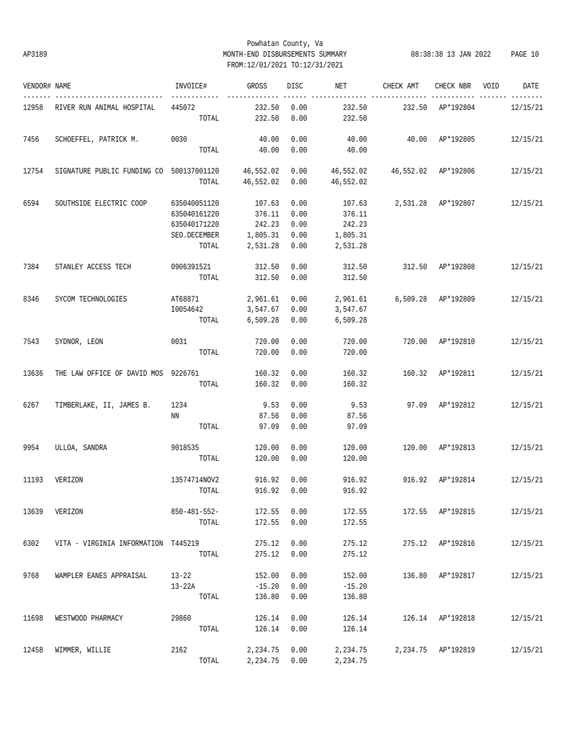Powhatan County, Va
AP3189 MONTH-END DISBURSEMENTS SUMMARY 08:38:38 13 JAN 2022
FROM:12/01/2021 TO:12/31/2021

| VENDOR# | NAME | INVOICE# | GROSS | DISC | NET | CHECK AMT | CHECK NBR | VOID | DATE |
|---|---|---|---|---|---|---|---|---|---|
| 12958 | RIVER RUN ANIMAL HOSPITAL | 445072 | 232.50 | 0.00 | 232.50 | 232.50 | AP*192804 | | 12/15/21 |
| | | TOTAL | 232.50 | 0.00 | 232.50 | | | | |
| 7456 | SCHOEFFEL, PATRICK M. | 0030 | 40.00 | 0.00 | 40.00 | 40.00 | AP*192805 | | 12/15/21 |
| | | TOTAL | 40.00 | 0.00 | 40.00 | | | | |
| 12754 | SIGNATURE PUBLIC FUNDING CO | 500137001120 | 46,552.02 | 0.00 | 46,552.02 | 46,552.02 | AP*192806 | | 12/15/21 |
| | | TOTAL | 46,552.02 | 0.00 | 46,552.02 | | | | |
| 6594 | SOUTHSIDE ELECTRIC COOP | 635040051120 | 107.63 | 0.00 | 107.63 | 2,531.28 | AP*192807 | | 12/15/21 |
| | | 635040161220 | 376.11 | 0.00 | 376.11 | | | | |
| | | 635040171220 | 242.23 | 0.00 | 242.23 | | | | |
| | | SEO.DECEMBER | 1,805.31 | 0.00 | 1,805.31 | | | | |
| | | TOTAL | 2,531.28 | 0.00 | 2,531.28 | | | | |
| 7384 | STANLEY ACCESS TECH | 0906391521 | 312.50 | 0.00 | 312.50 | 312.50 | AP*192808 | | 12/15/21 |
| | | TOTAL | 312.50 | 0.00 | 312.50 | | | | |
| 8346 | SYCOM TECHNOLOGIES | AT68871 | 2,961.61 | 0.00 | 2,961.61 | 6,509.28 | AP*192809 | | 12/15/21 |
| | | I0054642 | 3,547.67 | 0.00 | 3,547.67 | | | | |
| | | TOTAL | 6,509.28 | 0.00 | 6,509.28 | | | | |
| 7543 | SYDNOR, LEON | 0031 | 720.00 | 0.00 | 720.00 | 720.00 | AP*192810 | | 12/15/21 |
| | | TOTAL | 720.00 | 0.00 | 720.00 | | | | |
| 13636 | THE LAW OFFICE OF DAVID MOS | 9226761 | 160.32 | 0.00 | 160.32 | 160.32 | AP*192811 | | 12/15/21 |
| | | TOTAL | 160.32 | 0.00 | 160.32 | | | | |
| 6267 | TIMBERLAKE, II, JAMES B. | 1234 | 9.53 | 0.00 | 9.53 | 97.09 | AP*192812 | | 12/15/21 |
| | | NN | 87.56 | 0.00 | 87.56 | | | | |
| | | TOTAL | 97.09 | 0.00 | 97.09 | | | | |
| 9954 | ULLOA, SANDRA | 9018535 | 120.00 | 0.00 | 120.00 | 120.00 | AP*192813 | | 12/15/21 |
| | | TOTAL | 120.00 | 0.00 | 120.00 | | | | |
| 11193 | VERIZON | 13574714NOV2 | 916.92 | 0.00 | 916.92 | 916.92 | AP*192814 | | 12/15/21 |
| | | TOTAL | 916.92 | 0.00 | 916.92 | | | | |
| 13639 | VERIZON | 850-481-552- | 172.55 | 0.00 | 172.55 | 172.55 | AP*192815 | | 12/15/21 |
| | | TOTAL | 172.55 | 0.00 | 172.55 | | | | |
| 6302 | VITA - VIRGINIA INFORMATION | T445219 | 275.12 | 0.00 | 275.12 | 275.12 | AP*192816 | | 12/15/21 |
| | | TOTAL | 275.12 | 0.00 | 275.12 | | | | |
| 9768 | WAMPLER EANES APPRAISAL | 13-22 | 152.00 | 0.00 | 152.00 | 136.80 | AP*192817 | | 12/15/21 |
| | | 13-22A | -15.20 | 0.00 | -15.20 | | | | |
| | | TOTAL | 136.80 | 0.00 | 136.80 | | | | |
| 11698 | WESTWOOD PHARMACY | 29860 | 126.14 | 0.00 | 126.14 | 126.14 | AP*192818 | | 12/15/21 |
| | | TOTAL | 126.14 | 0.00 | 126.14 | | | | |
| 12458 | WIMMER, WILLIE | 2162 | 2,234.75 | 0.00 | 2,234.75 | 2,234.75 | AP*192819 | | 12/15/21 |
| | | TOTAL | 2,234.75 | 0.00 | 2,234.75 | | | | |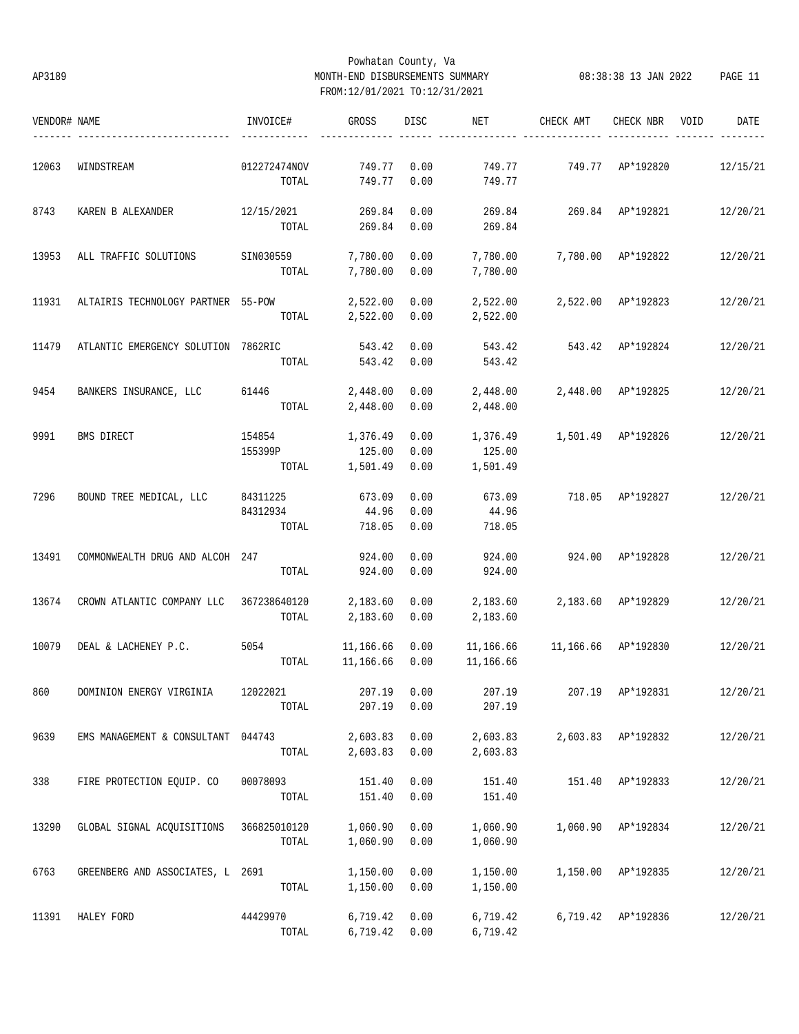Powhatan County, Va
MONTH-END DISBURSEMENTS SUMMARY
FROM:12/01/2021 TO:12/31/2021

AP3189 — 08:38:38 13 JAN 2022

| VENDOR# | NAME | INVOICE# | GROSS | DISC | NET | CHECK AMT | CHECK NBR | VOID | DATE |
|---|---|---|---|---|---|---|---|---|---|
| 12063 | WINDSTREAM | 012272474NOV | 749.77 | 0.00 | 749.77 | 749.77 | AP*192820 | | 12/15/21 |
| | | TOTAL | 749.77 | 0.00 | 749.77 | | | | |
| 8743 | KAREN B ALEXANDER | 12/15/2021 | 269.84 | 0.00 | 269.84 | 269.84 | AP*192821 | | 12/20/21 |
| | | TOTAL | 269.84 | 0.00 | 269.84 | | | | |
| 13953 | ALL TRAFFIC SOLUTIONS | SIN030559 | 7,780.00 | 0.00 | 7,780.00 | 7,780.00 | AP*192822 | | 12/20/21 |
| | | TOTAL | 7,780.00 | 0.00 | 7,780.00 | | | | |
| 11931 | ALTAIRIS TECHNOLOGY PARTNER | 55-POW | 2,522.00 | 0.00 | 2,522.00 | 2,522.00 | AP*192823 | | 12/20/21 |
| | | TOTAL | 2,522.00 | 0.00 | 2,522.00 | | | | |
| 11479 | ATLANTIC EMERGENCY SOLUTION | 7862RIC | 543.42 | 0.00 | 543.42 | 543.42 | AP*192824 | | 12/20/21 |
| | | TOTAL | 543.42 | 0.00 | 543.42 | | | | |
| 9454 | BANKERS INSURANCE, LLC | 61446 | 2,448.00 | 0.00 | 2,448.00 | 2,448.00 | AP*192825 | | 12/20/21 |
| | | TOTAL | 2,448.00 | 0.00 | 2,448.00 | | | | |
| 9991 | BMS DIRECT | 154854 | 1,376.49 | 0.00 | 1,376.49 | 1,501.49 | AP*192826 | | 12/20/21 |
| | | 155399P | 125.00 | 0.00 | 125.00 | | | | |
| | | TOTAL | 1,501.49 | 0.00 | 1,501.49 | | | | |
| 7296 | BOUND TREE MEDICAL, LLC | 84311225 | 673.09 | 0.00 | 673.09 | 718.05 | AP*192827 | | 12/20/21 |
| | | 84312934 | 44.96 | 0.00 | 44.96 | | | | |
| | | TOTAL | 718.05 | 0.00 | 718.05 | | | | |
| 13491 | COMMONWEALTH DRUG AND ALCOH | 247 | 924.00 | 0.00 | 924.00 | 924.00 | AP*192828 | | 12/20/21 |
| | | TOTAL | 924.00 | 0.00 | 924.00 | | | | |
| 13674 | CROWN ATLANTIC COMPANY LLC | 367238640120 | 2,183.60 | 0.00 | 2,183.60 | 2,183.60 | AP*192829 | | 12/20/21 |
| | | TOTAL | 2,183.60 | 0.00 | 2,183.60 | | | | |
| 10079 | DEAL & LACHENEY P.C. | 5054 | 11,166.66 | 0.00 | 11,166.66 | 11,166.66 | AP*192830 | | 12/20/21 |
| | | TOTAL | 11,166.66 | 0.00 | 11,166.66 | | | | |
| 860 | DOMINION ENERGY VIRGINIA | 12022021 | 207.19 | 0.00 | 207.19 | 207.19 | AP*192831 | | 12/20/21 |
| | | TOTAL | 207.19 | 0.00 | 207.19 | | | | |
| 9639 | EMS MANAGEMENT & CONSULTANT | 044743 | 2,603.83 | 0.00 | 2,603.83 | 2,603.83 | AP*192832 | | 12/20/21 |
| | | TOTAL | 2,603.83 | 0.00 | 2,603.83 | | | | |
| 338 | FIRE PROTECTION EQUIP. CO | 00078093 | 151.40 | 0.00 | 151.40 | 151.40 | AP*192833 | | 12/20/21 |
| | | TOTAL | 151.40 | 0.00 | 151.40 | | | | |
| 13290 | GLOBAL SIGNAL ACQUISITIONS | 366825010120 | 1,060.90 | 0.00 | 1,060.90 | 1,060.90 | AP*192834 | | 12/20/21 |
| | | TOTAL | 1,060.90 | 0.00 | 1,060.90 | | | | |
| 6763 | GREENBERG AND ASSOCIATES, L | 2691 | 1,150.00 | 0.00 | 1,150.00 | 1,150.00 | AP*192835 | | 12/20/21 |
| | | TOTAL | 1,150.00 | 0.00 | 1,150.00 | | | | |
| 11391 | HALEY FORD | 44429970 | 6,719.42 | 0.00 | 6,719.42 | 6,719.42 | AP*192836 | | 12/20/21 |
| | | TOTAL | 6,719.42 | 0.00 | 6,719.42 | | | | |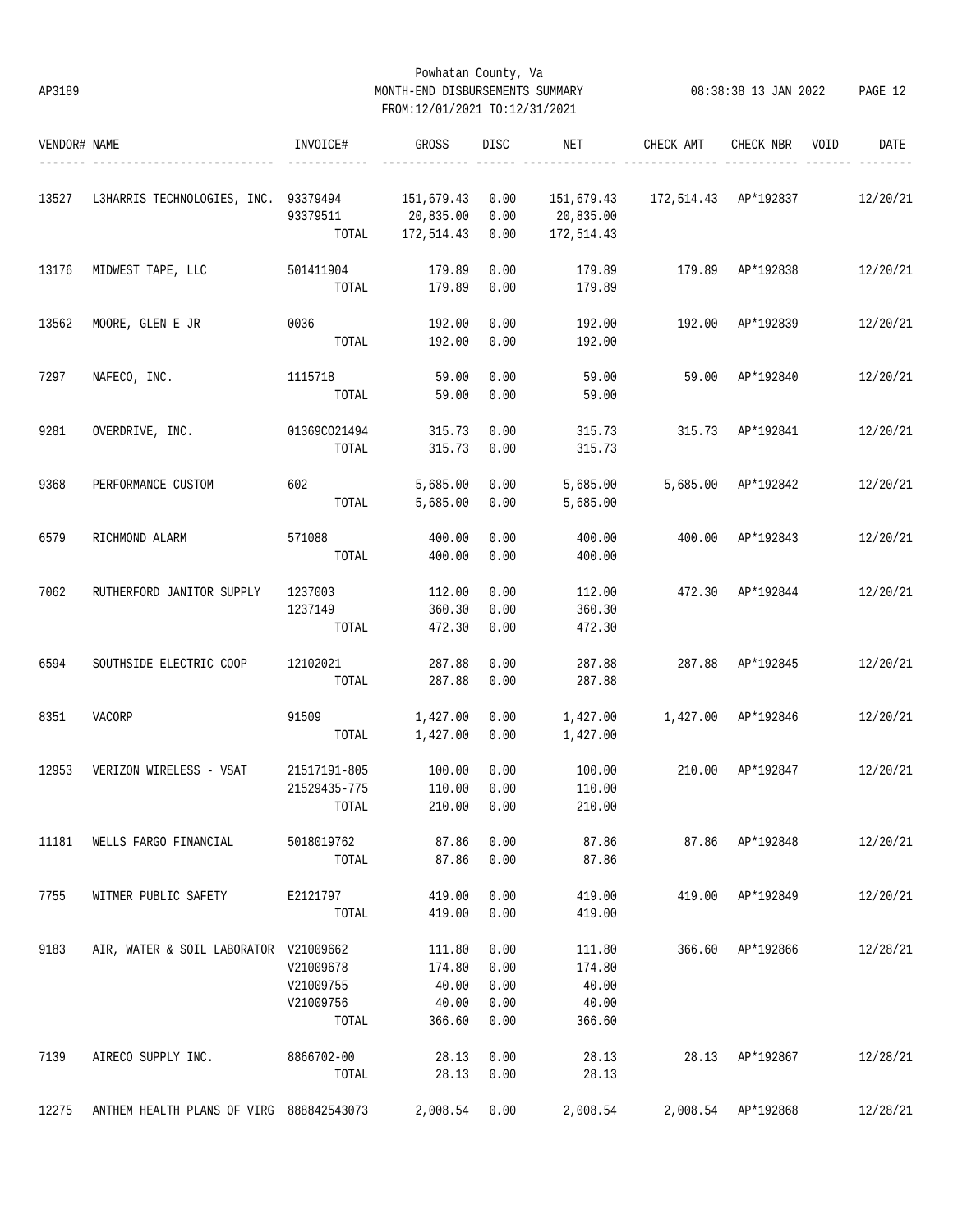Powhatan County, Va
AP3189 MONTH-END DISBURSEMENTS SUMMARY 08:38:38 13 JAN 2022
FROM:12/01/2021 TO:12/31/2021

| VENDOR# | NAME | INVOICE# | GROSS | DISC | NET | CHECK AMT | CHECK NBR | VOID | DATE |
|---|---|---|---|---|---|---|---|---|---|
| 13527 | L3HARRIS TECHNOLOGIES, INC. | 93379494 | 151,679.43 | 0.00 | 151,679.43 | 172,514.43 | AP*192837 | | 12/20/21 |
| | | 93379511 | 20,835.00 | 0.00 | 20,835.00 | | | | |
| | | TOTAL | 172,514.43 | 0.00 | 172,514.43 | | | | |
| 13176 | MIDWEST TAPE, LLC | 501411904 | 179.89 | 0.00 | 179.89 | 179.89 | AP*192838 | | 12/20/21 |
| | | TOTAL | 179.89 | 0.00 | 179.89 | | | | |
| 13562 | MOORE, GLEN E JR | 0036 | 192.00 | 0.00 | 192.00 | 192.00 | AP*192839 | | 12/20/21 |
| | | TOTAL | 192.00 | 0.00 | 192.00 | | | | |
| 7297 | NAFECO, INC. | 1115718 | 59.00 | 0.00 | 59.00 | 59.00 | AP*192840 | | 12/20/21 |
| | | TOTAL | 59.00 | 0.00 | 59.00 | | | | |
| 9281 | OVERDRIVE, INC. | 01369CO21494 | 315.73 | 0.00 | 315.73 | 315.73 | AP*192841 | | 12/20/21 |
| | | TOTAL | 315.73 | 0.00 | 315.73 | | | | |
| 9368 | PERFORMANCE CUSTOM | 602 | 5,685.00 | 0.00 | 5,685.00 | 5,685.00 | AP*192842 | | 12/20/21 |
| | | TOTAL | 5,685.00 | 0.00 | 5,685.00 | | | | |
| 6579 | RICHMOND ALARM | 571088 | 400.00 | 0.00 | 400.00 | 400.00 | AP*192843 | | 12/20/21 |
| | | TOTAL | 400.00 | 0.00 | 400.00 | | | | |
| 7062 | RUTHERFORD JANITOR SUPPLY | 1237003 | 112.00 | 0.00 | 112.00 | 472.30 | AP*192844 | | 12/20/21 |
| | | 1237149 | 360.30 | 0.00 | 360.30 | | | | |
| | | TOTAL | 472.30 | 0.00 | 472.30 | | | | |
| 6594 | SOUTHSIDE ELECTRIC COOP | 12102021 | 287.88 | 0.00 | 287.88 | 287.88 | AP*192845 | | 12/20/21 |
| | | TOTAL | 287.88 | 0.00 | 287.88 | | | | |
| 8351 | VACORP | 91509 | 1,427.00 | 0.00 | 1,427.00 | 1,427.00 | AP*192846 | | 12/20/21 |
| | | TOTAL | 1,427.00 | 0.00 | 1,427.00 | | | | |
| 12953 | VERIZON WIRELESS - VSAT | 21517191-805 | 100.00 | 0.00 | 100.00 | 210.00 | AP*192847 | | 12/20/21 |
| | | 21529435-775 | 110.00 | 0.00 | 110.00 | | | | |
| | | TOTAL | 210.00 | 0.00 | 210.00 | | | | |
| 11181 | WELLS FARGO FINANCIAL | 5018019762 | 87.86 | 0.00 | 87.86 | 87.86 | AP*192848 | | 12/20/21 |
| | | TOTAL | 87.86 | 0.00 | 87.86 | | | | |
| 7755 | WITMER PUBLIC SAFETY | E2121797 | 419.00 | 0.00 | 419.00 | 419.00 | AP*192849 | | 12/20/21 |
| | | TOTAL | 419.00 | 0.00 | 419.00 | | | | |
| 9183 | AIR, WATER & SOIL LABORATOR | V21009662 | 111.80 | 0.00 | 111.80 | 366.60 | AP*192866 | | 12/28/21 |
| | | V21009678 | 174.80 | 0.00 | 174.80 | | | | |
| | | V21009755 | 40.00 | 0.00 | 40.00 | | | | |
| | | V21009756 | 40.00 | 0.00 | 40.00 | | | | |
| | | TOTAL | 366.60 | 0.00 | 366.60 | | | | |
| 7139 | AIRECO SUPPLY INC. | 8866702-00 | 28.13 | 0.00 | 28.13 | 28.13 | AP*192867 | | 12/28/21 |
| | | TOTAL | 28.13 | 0.00 | 28.13 | | | | |
| 12275 | ANTHEM HEALTH PLANS OF VIRG | 888842543073 | 2,008.54 | 0.00 | 2,008.54 | 2,008.54 | AP*192868 | | 12/28/21 |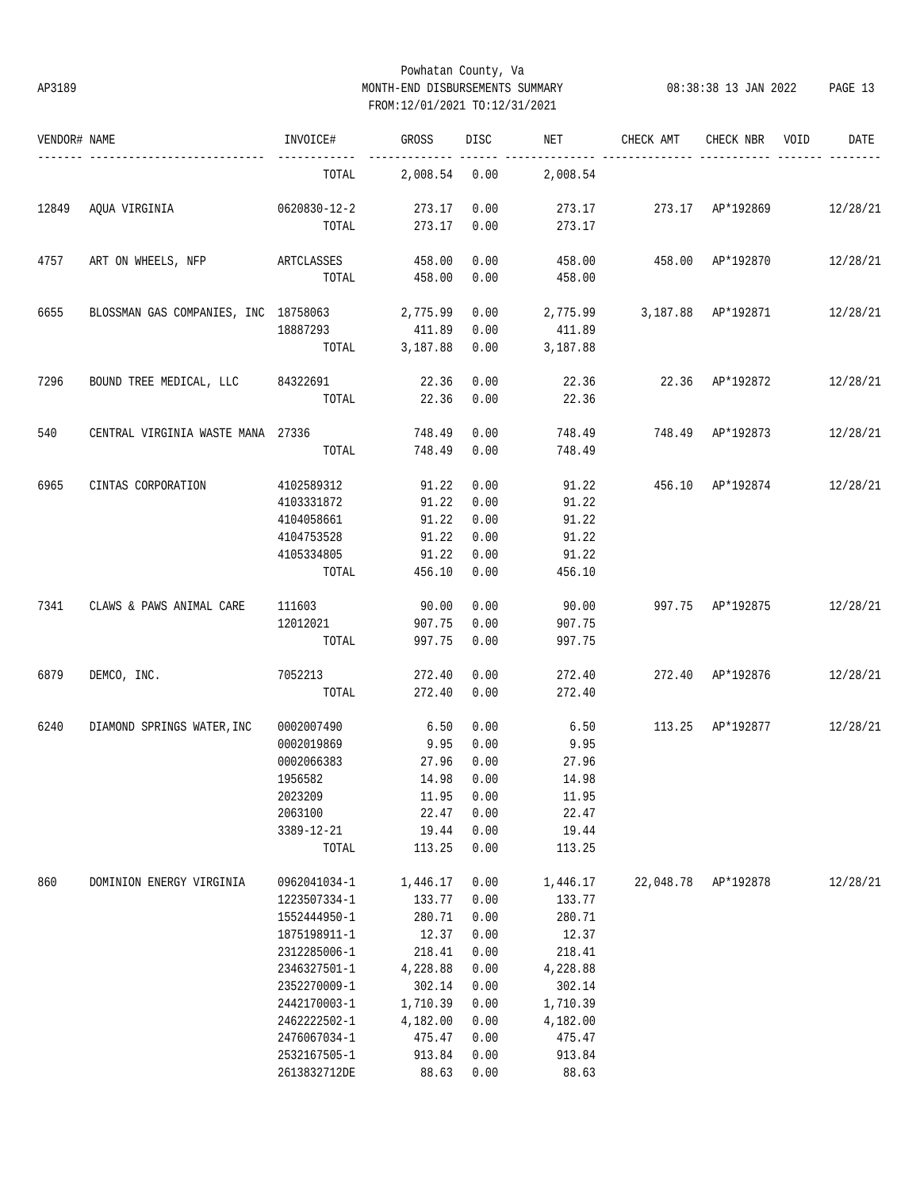Powhatan County, Va
AP3189 MONTH-END DISBURSEMENTS SUMMARY 08:38:38 13 JAN 2022 PAGE 13
FROM:12/01/2021 TO:12/31/2021

| VENDOR# | NAME | INVOICE# | GROSS | DISC | NET | CHECK AMT | CHECK NBR | VOID | DATE |
|---|---|---|---|---|---|---|---|---|---|
| | | TOTAL | 2,008.54 | 0.00 | 2,008.54 | | | | |
| 12849 | AQUA VIRGINIA | 0620830-12-2 | 273.17 | 0.00 | 273.17 | 273.17 | AP*192869 | | 12/28/21 |
| | | TOTAL | 273.17 | 0.00 | 273.17 | | | | |
| 4757 | ART ON WHEELS, NFP | ARTCLASSES | 458.00 | 0.00 | 458.00 | 458.00 | AP*192870 | | 12/28/21 |
| | | TOTAL | 458.00 | 0.00 | 458.00 | | | | |
| 6655 | BLOSSMAN GAS COMPANIES, INC | 18758063 | 2,775.99 | 0.00 | 2,775.99 | 3,187.88 | AP*192871 | | 12/28/21 |
| | | 18887293 | 411.89 | 0.00 | 411.89 | | | | |
| | | TOTAL | 3,187.88 | 0.00 | 3,187.88 | | | | |
| 7296 | BOUND TREE MEDICAL, LLC | 84322691 | 22.36 | 0.00 | 22.36 | 22.36 | AP*192872 | | 12/28/21 |
| | | TOTAL | 22.36 | 0.00 | 22.36 | | | | |
| 540 | CENTRAL VIRGINIA WASTE MANA | 27336 | 748.49 | 0.00 | 748.49 | 748.49 | AP*192873 | | 12/28/21 |
| | | TOTAL | 748.49 | 0.00 | 748.49 | | | | |
| 6965 | CINTAS CORPORATION | 4102589312 | 91.22 | 0.00 | 91.22 | 456.10 | AP*192874 | | 12/28/21 |
| | | 4103331872 | 91.22 | 0.00 | 91.22 | | | | |
| | | 4104058661 | 91.22 | 0.00 | 91.22 | | | | |
| | | 4104753528 | 91.22 | 0.00 | 91.22 | | | | |
| | | 4105334805 | 91.22 | 0.00 | 91.22 | | | | |
| | | TOTAL | 456.10 | 0.00 | 456.10 | | | | |
| 7341 | CLAWS & PAWS ANIMAL CARE | 111603 | 90.00 | 0.00 | 90.00 | 997.75 | AP*192875 | | 12/28/21 |
| | | 12012021 | 907.75 | 0.00 | 907.75 | | | | |
| | | TOTAL | 997.75 | 0.00 | 997.75 | | | | |
| 6879 | DEMCO, INC. | 7052213 | 272.40 | 0.00 | 272.40 | 272.40 | AP*192876 | | 12/28/21 |
| | | TOTAL | 272.40 | 0.00 | 272.40 | | | | |
| 6240 | DIAMOND SPRINGS WATER,INC | 0002007490 | 6.50 | 0.00 | 6.50 | 113.25 | AP*192877 | | 12/28/21 |
| | | 0002019869 | 9.95 | 0.00 | 9.95 | | | | |
| | | 0002066383 | 27.96 | 0.00 | 27.96 | | | | |
| | | 1956582 | 14.98 | 0.00 | 14.98 | | | | |
| | | 2023209 | 11.95 | 0.00 | 11.95 | | | | |
| | | 2063100 | 22.47 | 0.00 | 22.47 | | | | |
| | | 3389-12-21 | 19.44 | 0.00 | 19.44 | | | | |
| | | TOTAL | 113.25 | 0.00 | 113.25 | | | | |
| 860 | DOMINION ENERGY VIRGINIA | 0962041034-1 | 1,446.17 | 0.00 | 1,446.17 | 22,048.78 | AP*192878 | | 12/28/21 |
| | | 1223507334-1 | 133.77 | 0.00 | 133.77 | | | | |
| | | 1552444950-1 | 280.71 | 0.00 | 280.71 | | | | |
| | | 1875198911-1 | 12.37 | 0.00 | 12.37 | | | | |
| | | 2312285006-1 | 218.41 | 0.00 | 218.41 | | | | |
| | | 2346327501-1 | 4,228.88 | 0.00 | 4,228.88 | | | | |
| | | 2352270009-1 | 302.14 | 0.00 | 302.14 | | | | |
| | | 2442170003-1 | 1,710.39 | 0.00 | 1,710.39 | | | | |
| | | 2462222502-1 | 4,182.00 | 0.00 | 4,182.00 | | | | |
| | | 2476067034-1 | 475.47 | 0.00 | 475.47 | | | | |
| | | 2532167505-1 | 913.84 | 0.00 | 913.84 | | | | |
| | | 2613832712DE | 88.63 | 0.00 | 88.63 | | | | |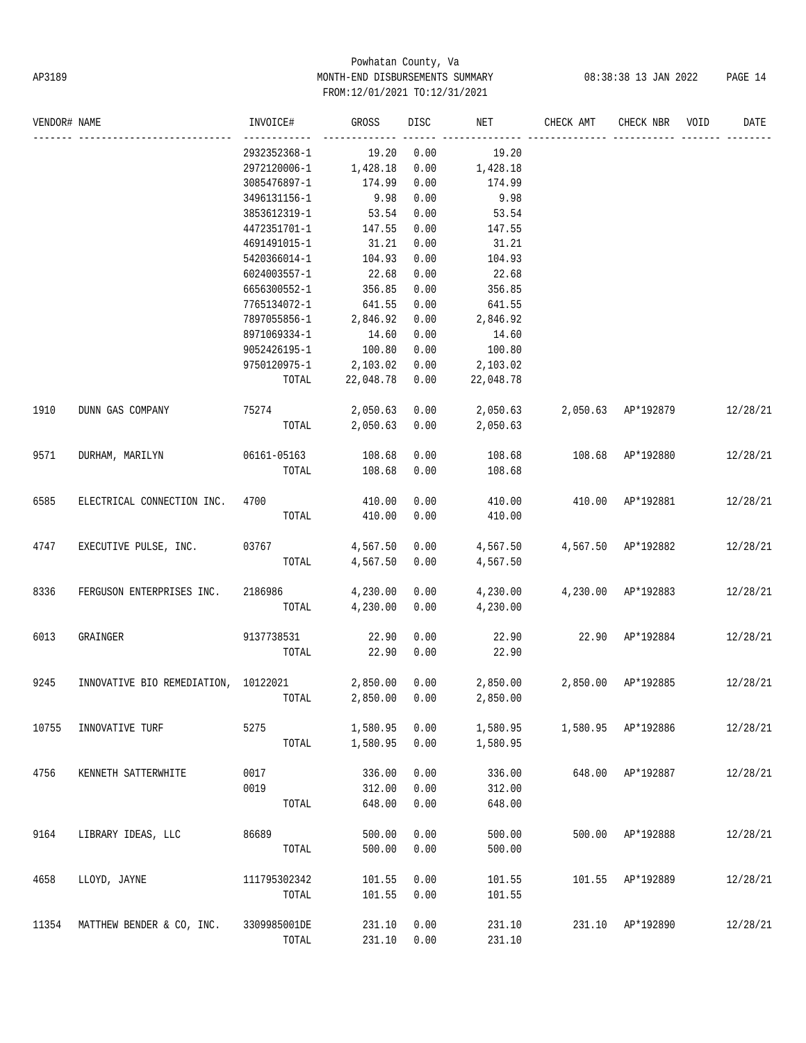Powhatan County, Va
AP3189 MONTH-END DISBURSEMENTS SUMMARY 08:38:38 13 JAN 2022 PAGE 14
FROM:12/01/2021 TO:12/31/2021

| VENDOR# | NAME | INVOICE# | GROSS | DISC | NET | CHECK AMT | CHECK NBR | VOID | DATE |
|---|---|---|---|---|---|---|---|---|---|
| | | 2932352368-1 | 19.20 | 0.00 | 19.20 | | | | |
| | | 2972120006-1 | 1,428.18 | 0.00 | 1,428.18 | | | | |
| | | 3085476897-1 | 174.99 | 0.00 | 174.99 | | | | |
| | | 3496131156-1 | 9.98 | 0.00 | 9.98 | | | | |
| | | 3853612319-1 | 53.54 | 0.00 | 53.54 | | | | |
| | | 4472351701-1 | 147.55 | 0.00 | 147.55 | | | | |
| | | 4691491015-1 | 31.21 | 0.00 | 31.21 | | | | |
| | | 5420366014-1 | 104.93 | 0.00 | 104.93 | | | | |
| | | 6024003557-1 | 22.68 | 0.00 | 22.68 | | | | |
| | | 6656300552-1 | 356.85 | 0.00 | 356.85 | | | | |
| | | 7765134072-1 | 641.55 | 0.00 | 641.55 | | | | |
| | | 7897055856-1 | 2,846.92 | 0.00 | 2,846.92 | | | | |
| | | 8971069334-1 | 14.60 | 0.00 | 14.60 | | | | |
| | | 9052426195-1 | 100.80 | 0.00 | 100.80 | | | | |
| | | 9750120975-1 | 2,103.02 | 0.00 | 2,103.02 | | | | |
| | | TOTAL | 22,048.78 | 0.00 | 22,048.78 | | | | |
| 1910 | DUNN GAS COMPANY | 75274 | 2,050.63 | 0.00 | 2,050.63 | 2,050.63 | AP*192879 | | 12/28/21 |
| | | TOTAL | 2,050.63 | 0.00 | 2,050.63 | | | | |
| 9571 | DURHAM, MARILYN | 06161-05163 | 108.68 | 0.00 | 108.68 | 108.68 | AP*192880 | | 12/28/21 |
| | | TOTAL | 108.68 | 0.00 | 108.68 | | | | |
| 6585 | ELECTRICAL CONNECTION INC. | 4700 | 410.00 | 0.00 | 410.00 | 410.00 | AP*192881 | | 12/28/21 |
| | | TOTAL | 410.00 | 0.00 | 410.00 | | | | |
| 4747 | EXECUTIVE PULSE, INC. | 03767 | 4,567.50 | 0.00 | 4,567.50 | 4,567.50 | AP*192882 | | 12/28/21 |
| | | TOTAL | 4,567.50 | 0.00 | 4,567.50 | | | | |
| 8336 | FERGUSON ENTERPRISES INC. | 2186986 | 4,230.00 | 0.00 | 4,230.00 | 4,230.00 | AP*192883 | | 12/28/21 |
| | | TOTAL | 4,230.00 | 0.00 | 4,230.00 | | | | |
| 6013 | GRAINGER | 9137738531 | 22.90 | 0.00 | 22.90 | 22.90 | AP*192884 | | 12/28/21 |
| | | TOTAL | 22.90 | 0.00 | 22.90 | | | | |
| 9245 | INNOVATIVE BIO REMEDIATION, | 10122021 | 2,850.00 | 0.00 | 2,850.00 | 2,850.00 | AP*192885 | | 12/28/21 |
| | | TOTAL | 2,850.00 | 0.00 | 2,850.00 | | | | |
| 10755 | INNOVATIVE TURF | 5275 | 1,580.95 | 0.00 | 1,580.95 | 1,580.95 | AP*192886 | | 12/28/21 |
| | | TOTAL | 1,580.95 | 0.00 | 1,580.95 | | | | |
| 4756 | KENNETH SATTERWHITE | 0017 | 336.00 | 0.00 | 336.00 | 648.00 | AP*192887 | | 12/28/21 |
| | | 0019 | 312.00 | 0.00 | 312.00 | | | | |
| | | TOTAL | 648.00 | 0.00 | 648.00 | | | | |
| 9164 | LIBRARY IDEAS, LLC | 86689 | 500.00 | 0.00 | 500.00 | 500.00 | AP*192888 | | 12/28/21 |
| | | TOTAL | 500.00 | 0.00 | 500.00 | | | | |
| 4658 | LLOYD, JAYNE | 111795302342 | 101.55 | 0.00 | 101.55 | 101.55 | AP*192889 | | 12/28/21 |
| | | TOTAL | 101.55 | 0.00 | 101.55 | | | | |
| 11354 | MATTHEW BENDER & CO, INC. | 3309985001DE | 231.10 | 0.00 | 231.10 | 231.10 | AP*192890 | | 12/28/21 |
| | | TOTAL | 231.10 | 0.00 | 231.10 | | | | |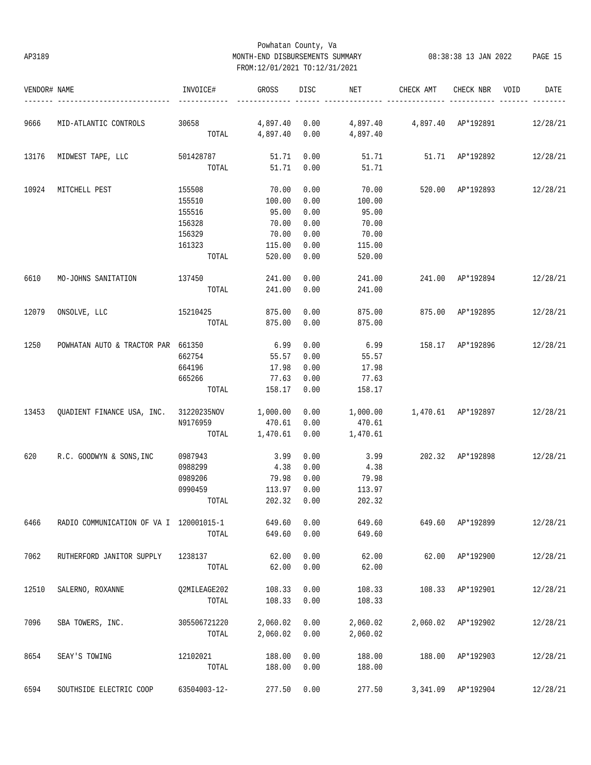Powhatan County, Va
AP3189 MONTH-END DISBURSEMENTS SUMMARY 08:38:38 13 JAN 2022
FROM:12/01/2021 TO:12/31/2021

| VENDOR# | NAME | INVOICE# | GROSS | DISC | NET | CHECK AMT | CHECK NBR | VOID | DATE |
|---|---|---|---|---|---|---|---|---|---|
| 9666 | MID-ATLANTIC CONTROLS | 30658 | 4,897.40 | 0.00 | 4,897.40 | 4,897.40 | AP*192891 | | 12/28/21 |
| | | TOTAL | 4,897.40 | 0.00 | 4,897.40 | | | | |
| 13176 | MIDWEST TAPE, LLC | 501428787 | 51.71 | 0.00 | 51.71 | 51.71 | AP*192892 | | 12/28/21 |
| | | TOTAL | 51.71 | 0.00 | 51.71 | | | | |
| 10924 | MITCHELL PEST | 155508 | 70.00 | 0.00 | 70.00 | 520.00 | AP*192893 | | 12/28/21 |
| | | 155510 | 100.00 | 0.00 | 100.00 | | | | |
| | | 155516 | 95.00 | 0.00 | 95.00 | | | | |
| | | 156328 | 70.00 | 0.00 | 70.00 | | | | |
| | | 156329 | 70.00 | 0.00 | 70.00 | | | | |
| | | 161323 | 115.00 | 0.00 | 115.00 | | | | |
| | | TOTAL | 520.00 | 0.00 | 520.00 | | | | |
| 6610 | MO-JOHNS SANITATION | 137450 | 241.00 | 0.00 | 241.00 | 241.00 | AP*192894 | | 12/28/21 |
| | | TOTAL | 241.00 | 0.00 | 241.00 | | | | |
| 12079 | ONSOLVE, LLC | 15210425 | 875.00 | 0.00 | 875.00 | 875.00 | AP*192895 | | 12/28/21 |
| | | TOTAL | 875.00 | 0.00 | 875.00 | | | | |
| 1250 | POWHATAN AUTO & TRACTOR PAR | 661350 | 6.99 | 0.00 | 6.99 | 158.17 | AP*192896 | | 12/28/21 |
| | | 662754 | 55.57 | 0.00 | 55.57 | | | | |
| | | 664196 | 17.98 | 0.00 | 17.98 | | | | |
| | | 665266 | 77.63 | 0.00 | 77.63 | | | | |
| | | TOTAL | 158.17 | 0.00 | 158.17 | | | | |
| 13453 | QUADIENT FINANCE USA, INC. | 31220235NOV | 1,000.00 | 0.00 | 1,000.00 | 1,470.61 | AP*192897 | | 12/28/21 |
| | | N9176959 | 470.61 | 0.00 | 470.61 | | | | |
| | | TOTAL | 1,470.61 | 0.00 | 1,470.61 | | | | |
| 620 | R.C. GOODWYN & SONS,INC | 0987943 | 3.99 | 0.00 | 3.99 | 202.32 | AP*192898 | | 12/28/21 |
| | | 0988299 | 4.38 | 0.00 | 4.38 | | | | |
| | | 0989206 | 79.98 | 0.00 | 79.98 | | | | |
| | | 0990459 | 113.97 | 0.00 | 113.97 | | | | |
| | | TOTAL | 202.32 | 0.00 | 202.32 | | | | |
| 6466 | RADIO COMMUNICATION OF VA I | 120001015-1 | 649.60 | 0.00 | 649.60 | 649.60 | AP*192899 | | 12/28/21 |
| | | TOTAL | 649.60 | 0.00 | 649.60 | | | | |
| 7062 | RUTHERFORD JANITOR SUPPLY | 1238137 | 62.00 | 0.00 | 62.00 | 62.00 | AP*192900 | | 12/28/21 |
| | | TOTAL | 62.00 | 0.00 | 62.00 | | | | |
| 12510 | SALERNO, ROXANNE | Q2MILEAGE202 | 108.33 | 0.00 | 108.33 | 108.33 | AP*192901 | | 12/28/21 |
| | | TOTAL | 108.33 | 0.00 | 108.33 | | | | |
| 7096 | SBA TOWERS, INC. | 305506721220 | 2,060.02 | 0.00 | 2,060.02 | 2,060.02 | AP*192902 | | 12/28/21 |
| | | TOTAL | 2,060.02 | 0.00 | 2,060.02 | | | | |
| 8654 | SEAY'S TOWING | 12102021 | 188.00 | 0.00 | 188.00 | 188.00 | AP*192903 | | 12/28/21 |
| | | TOTAL | 188.00 | 0.00 | 188.00 | | | | |
| 6594 | SOUTHSIDE ELECTRIC COOP | 63504003-12- | 277.50 | 0.00 | 277.50 | 3,341.09 | AP*192904 | | 12/28/21 |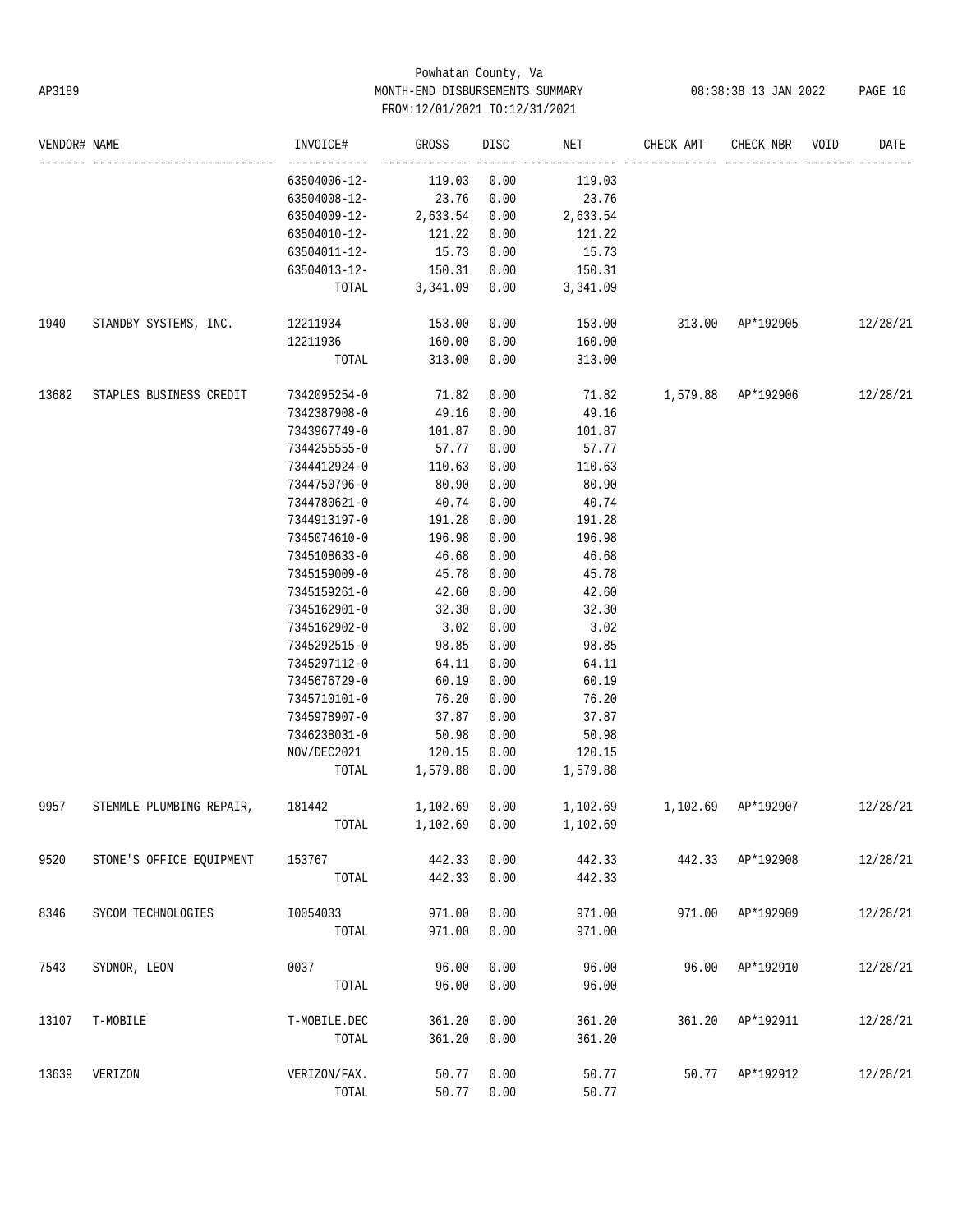Powhatan County, Va

AP3189 MONTH-END DISBURSEMENTS SUMMARY 08:38:38 13 JAN 2022

FROM:12/01/2021 TO:12/31/2021

| VENDOR# | NAME | INVOICE# | GROSS | DISC | NET | CHECK AMT | CHECK NBR | VOID | DATE |
|---|---|---|---|---|---|---|---|---|---|
| | | 63504006-12- | 119.03 | 0.00 | 119.03 | | | | |
| | | 63504008-12- | 23.76 | 0.00 | 23.76 | | | | |
| | | 63504009-12- | 2,633.54 | 0.00 | 2,633.54 | | | | |
| | | 63504010-12- | 121.22 | 0.00 | 121.22 | | | | |
| | | 63504011-12- | 15.73 | 0.00 | 15.73 | | | | |
| | | 63504013-12- | 150.31 | 0.00 | 150.31 | | | | |
| | | TOTAL | 3,341.09 | 0.00 | 3,341.09 | | | | |
| 1940 | STANDBY SYSTEMS, INC. | 12211934 | 153.00 | 0.00 | 153.00 | 313.00 | AP*192905 | | 12/28/21 |
| | | 12211936 | 160.00 | 0.00 | 160.00 | | | | |
| | | TOTAL | 313.00 | 0.00 | 313.00 | | | | |
| 13682 | STAPLES BUSINESS CREDIT | 7342095254-0 | 71.82 | 0.00 | 71.82 | 1,579.88 | AP*192906 | | 12/28/21 |
| | | 7342387908-0 | 49.16 | 0.00 | 49.16 | | | | |
| | | 7343967749-0 | 101.87 | 0.00 | 101.87 | | | | |
| | | 7344255555-0 | 57.77 | 0.00 | 57.77 | | | | |
| | | 7344412924-0 | 110.63 | 0.00 | 110.63 | | | | |
| | | 7344750796-0 | 80.90 | 0.00 | 80.90 | | | | |
| | | 7344780621-0 | 40.74 | 0.00 | 40.74 | | | | |
| | | 7344913197-0 | 191.28 | 0.00 | 191.28 | | | | |
| | | 7345074610-0 | 196.98 | 0.00 | 196.98 | | | | |
| | | 7345108633-0 | 46.68 | 0.00 | 46.68 | | | | |
| | | 7345159009-0 | 45.78 | 0.00 | 45.78 | | | | |
| | | 7345159261-0 | 42.60 | 0.00 | 42.60 | | | | |
| | | 7345162901-0 | 32.30 | 0.00 | 32.30 | | | | |
| | | 7345162902-0 | 3.02 | 0.00 | 3.02 | | | | |
| | | 7345292515-0 | 98.85 | 0.00 | 98.85 | | | | |
| | | 7345297112-0 | 64.11 | 0.00 | 64.11 | | | | |
| | | 7345676729-0 | 60.19 | 0.00 | 60.19 | | | | |
| | | 7345710101-0 | 76.20 | 0.00 | 76.20 | | | | |
| | | 7345978907-0 | 37.87 | 0.00 | 37.87 | | | | |
| | | 7346238031-0 | 50.98 | 0.00 | 50.98 | | | | |
| | | NOV/DEC2021 | 120.15 | 0.00 | 120.15 | | | | |
| | | TOTAL | 1,579.88 | 0.00 | 1,579.88 | | | | |
| 9957 | STEMMLE PLUMBING REPAIR, | 181442 | 1,102.69 | 0.00 | 1,102.69 | 1,102.69 | AP*192907 | | 12/28/21 |
| | | TOTAL | 1,102.69 | 0.00 | 1,102.69 | | | | |
| 9520 | STONE'S OFFICE EQUIPMENT | 153767 | 442.33 | 0.00 | 442.33 | 442.33 | AP*192908 | | 12/28/21 |
| | | TOTAL | 442.33 | 0.00 | 442.33 | | | | |
| 8346 | SYCOM TECHNOLOGIES | I0054033 | 971.00 | 0.00 | 971.00 | 971.00 | AP*192909 | | 12/28/21 |
| | | TOTAL | 971.00 | 0.00 | 971.00 | | | | |
| 7543 | SYDNOR, LEON | 0037 | 96.00 | 0.00 | 96.00 | 96.00 | AP*192910 | | 12/28/21 |
| | | TOTAL | 96.00 | 0.00 | 96.00 | | | | |
| 13107 | T-MOBILE | T-MOBILE.DEC | 361.20 | 0.00 | 361.20 | 361.20 | AP*192911 | | 12/28/21 |
| | | TOTAL | 361.20 | 0.00 | 361.20 | | | | |
| 13639 | VERIZON | VERIZON/FAX. | 50.77 | 0.00 | 50.77 | 50.77 | AP*192912 | | 12/28/21 |
| | | TOTAL | 50.77 | 0.00 | 50.77 | | | | |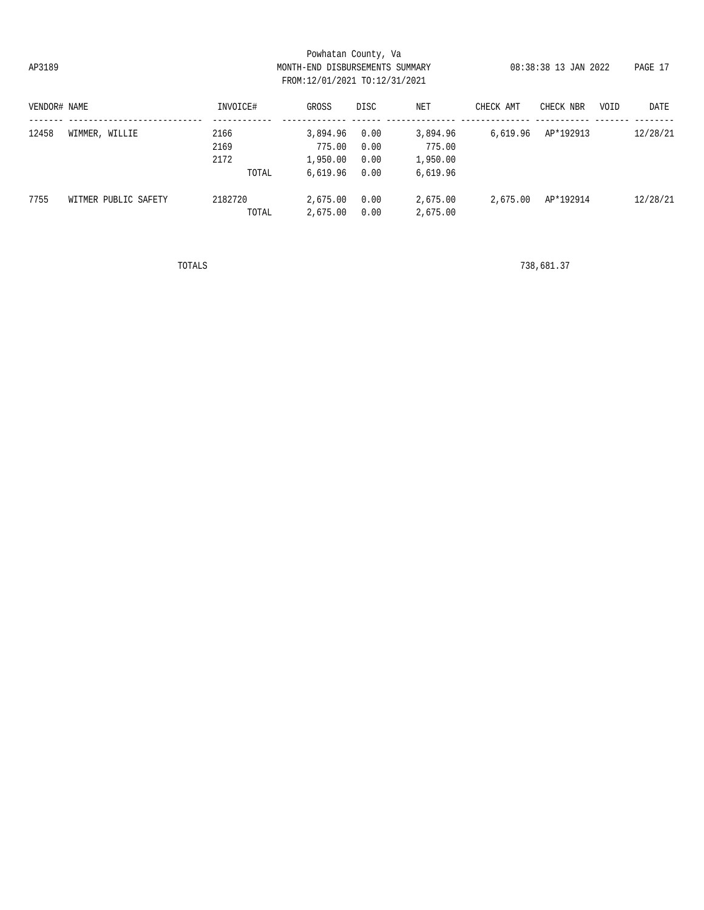Powhatan County, Va
AP3189 MONTH-END DISBURSEMENTS SUMMARY 08:38:38 13 JAN 2022
FROM:12/01/2021 TO:12/31/2021

| VENDOR# | NAME | INVOICE# | GROSS | DISC | NET | CHECK AMT | CHECK NBR | VOID | DATE |
|---|---|---|---|---|---|---|---|---|---|
| 12458 | WIMMER, WILLIE | 2166 | 3,894.96 | 0.00 | 3,894.96 | 6,619.96 | AP*192913 | | 12/28/21 |
| | | 2169 | 775.00 | 0.00 | 775.00 | | | | |
| | | 2172 | 1,950.00 | 0.00 | 1,950.00 | | | | |
| | | TOTAL | 6,619.96 | 0.00 | 6,619.96 | | | | |
| 7755 | WITMER PUBLIC SAFETY | 2182720 | 2,675.00 | 0.00 | 2,675.00 | 2,675.00 | AP*192914 | | 12/28/21 |
| | | TOTAL | 2,675.00 | 0.00 | 2,675.00 | | | | |
| | | TOTALS | | | | 738,681.37 | | | |